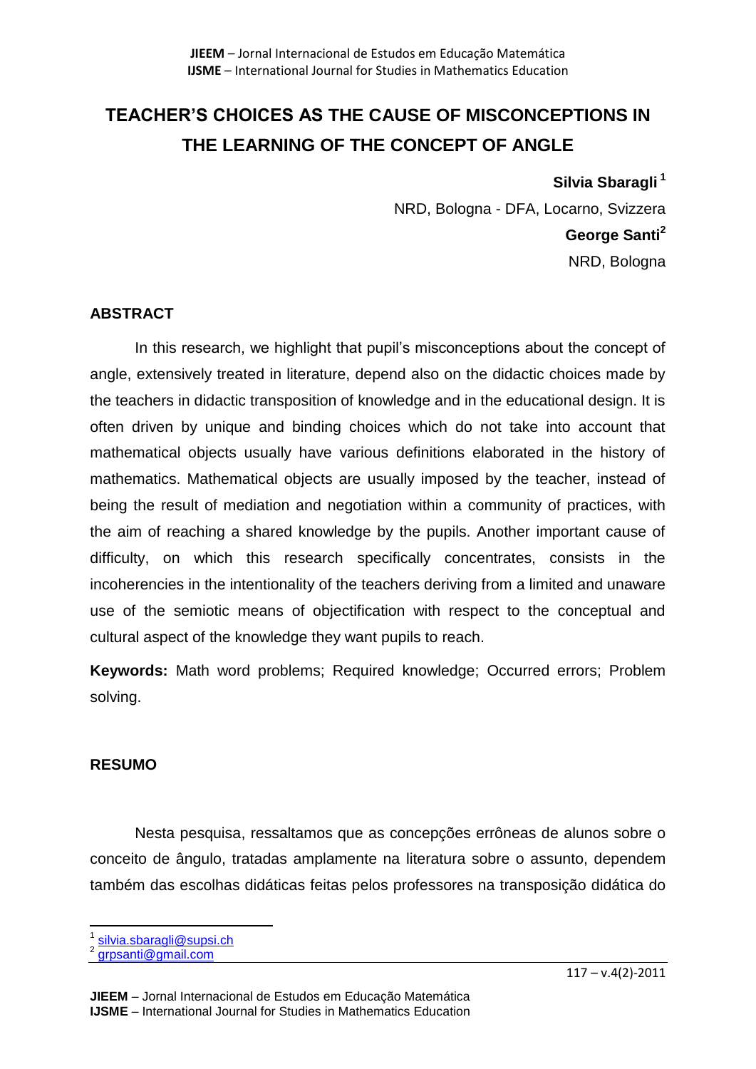# TEACHER'S CHOICES AS THE CAUSE OF MISCONCEPTIONS IN THE LEARNING OF THE CONCEPT OF ANGLE

**Silvia Sbaragli** [1]

NRD, Bologna - DFA, Locarno, Svizzera

**George Santi** [2]

NRD, Bologna

## ABSTRACT

In this research, we highlight that pupil's misconceptions about the concept of angle, extensively treated in literature, depend also on the didactic choices made by the teachers in didactic transposition of knowledge and in the educational design. It is often driven by unique and binding choices which do not take into account that mathematical objects usually have various definitions elaborated in the history of mathematics. Mathematical objects are usually imposed by the teacher, instead of being the result of mediation and negotiation within a community of practices, with the aim of reaching a shared knowledge by the pupils. Another important cause of difficulty, on which this research specifically concentrates, consists in the incoherencies in the intentionality of the teachers deriving from a limited and unaware use of the semiotic means of objectification with respect to the conceptual and cultural aspect of the knowledge they want pupils to reach.

**Keywords:** Math word problems; Required knowledge; Occurred errors; Problem solving.

## RESUMO

Nesta pesquisa, ressaltamos que as concepções errôneas de alunos sobre o conceito de ângulo, tratadas amplamente na literatura sobre o assunto, dependem também das escolhas didáticas feitas pelos professores na transposição didática do

[1] silvia.sbaragli@supsi.ch

[2] grpsanti@gmail.com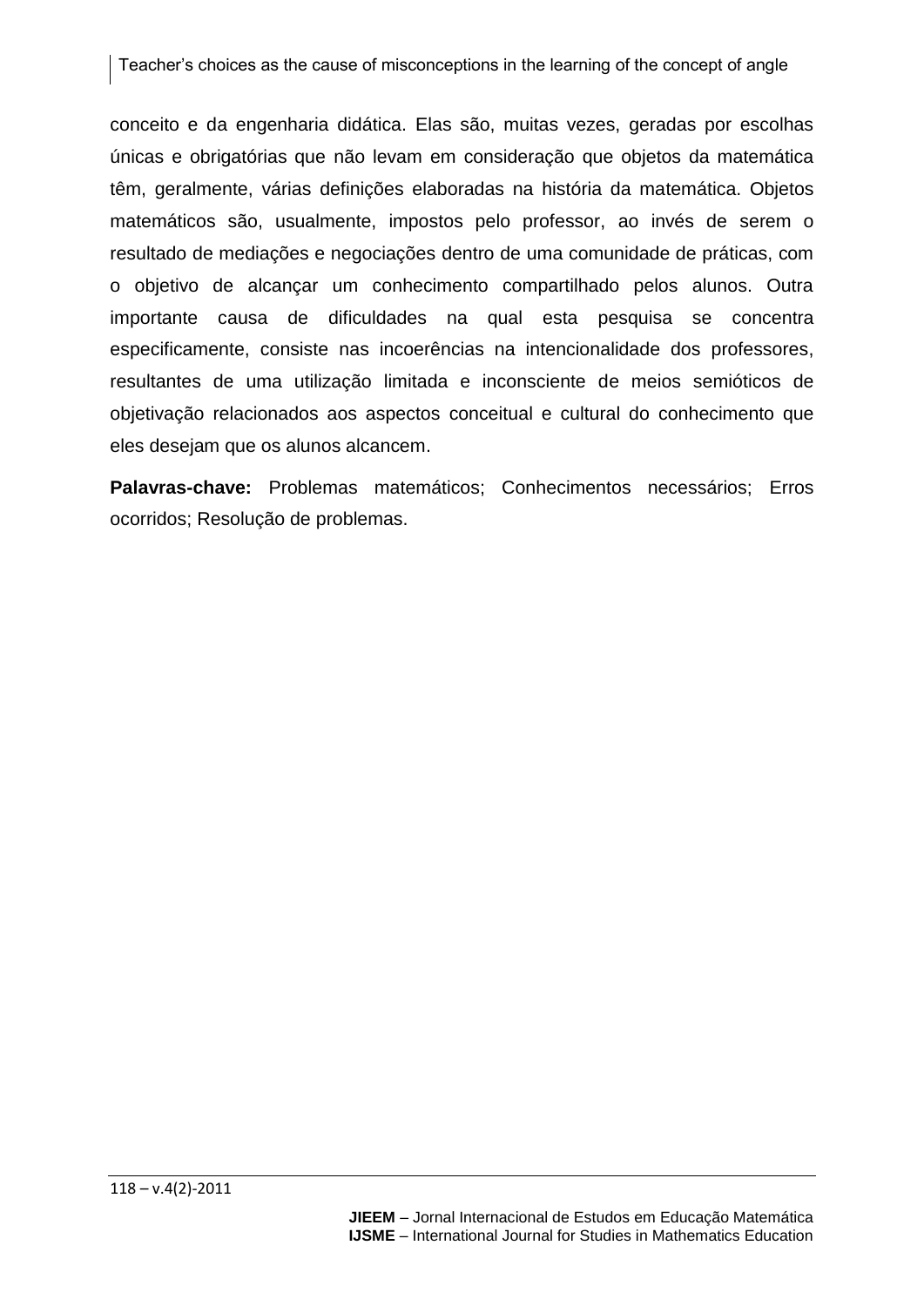conceito e da engenharia didática. Elas são, muitas vezes, geradas por escolhas únicas e obrigatórias que não levam em consideração que objetos da matemática têm, geralmente, várias definições elaboradas na história da matemática. Objetos matemáticos são, usualmente, impostos pelo professor, ao invés de serem o resultado de mediações e negociações dentro de uma comunidade de práticas, com o objetivo de alcançar um conhecimento compartilhado pelos alunos. Outra importante causa de dificuldades na qual esta pesquisa se concentra especificamente, consiste nas incoerências na intencionalidade dos professores, resultantes de uma utilização limitada e inconsciente de meios semióticos de objetivação relacionados aos aspectos conceitual e cultural do conhecimento que eles desejam que os alunos alcancem.

**Palavras-chave:** Problemas matemáticos; Conhecimentos necessários; Erros ocorridos; Resolução de problemas.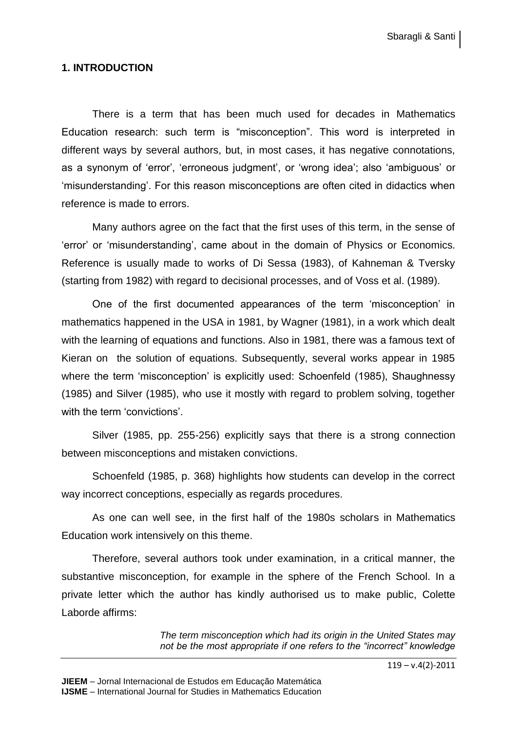## 1. INTRODUCTION

There is a term that has been much used for decades in Mathematics Education research: such term is "misconception". This word is interpreted in different ways by several authors, but, in most cases, it has negative connotations, as a synonym of 'error', 'erroneous judgment', or 'wrong idea'; also 'ambiguous' or 'misunderstanding'. For this reason misconceptions are often cited in didactics when reference is made to errors.

Many authors agree on the fact that the first uses of this term, in the sense of 'error' or 'misunderstanding', came about in the domain of Physics or Economics. Reference is usually made to works of Di Sessa (1983), of Kahneman & Tversky (starting from 1982) with regard to decisional processes, and of Voss et al. (1989).

One of the first documented appearances of the term 'misconception' in mathematics happened in the USA in 1981, by Wagner (1981), in a work which dealt with the learning of equations and functions. Also in 1981, there was a famous text of Kieran on the solution of equations. Subsequently, several works appear in 1985 where the term 'misconception' is explicitly used: Schoenfeld (1985), Shaughnessy (1985) and Silver (1985), who use it mostly with regard to problem solving, together with the term 'convictions'.

Silver (1985, pp. 255-256) explicitly says that there is a strong connection between misconceptions and mistaken convictions.

Schoenfeld (1985, p. 368) highlights how students can develop in the correct way incorrect conceptions, especially as regards procedures.

As one can well see, in the first half of the 1980s scholars in Mathematics Education work intensively on this theme.

Therefore, several authors took under examination, in a critical manner, the substantive misconception, for example in the sphere of the French School. In a private letter which the author has kindly authorised us to make public, Colette Laborde affirms:

> *The term misconception which had its origin in the United States may not be the most appropriate if one refers to the "incorrect" knowledge*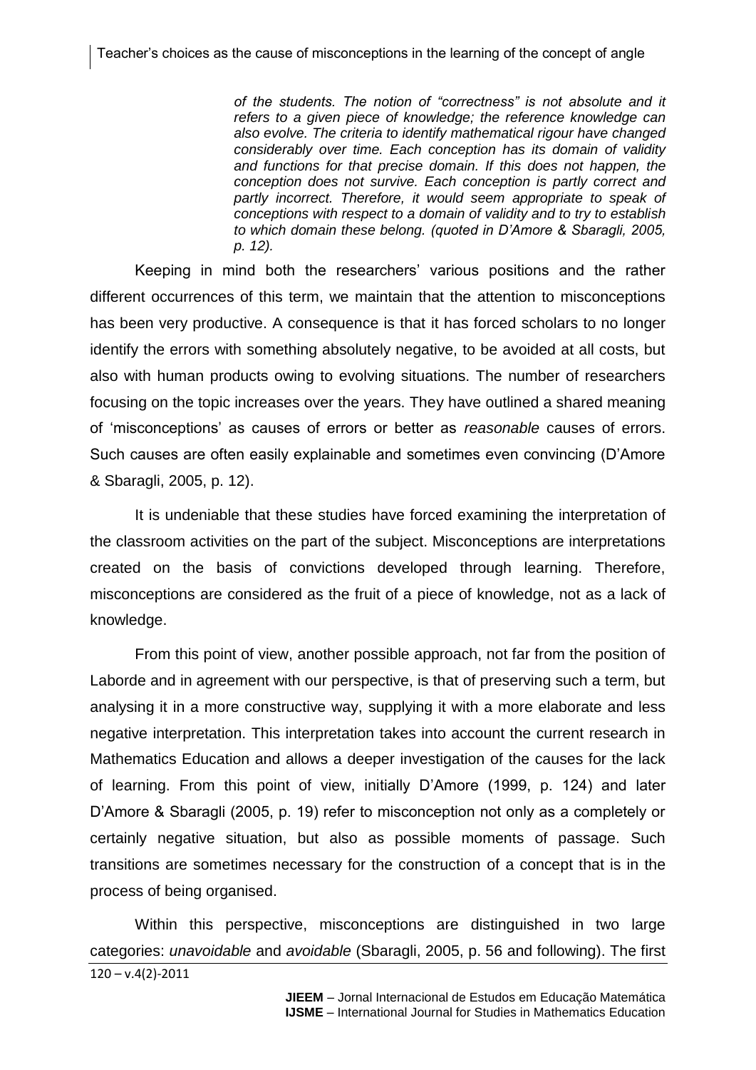*of the students. The notion of "correctness" is not absolute and it refers to a given piece of knowledge; the reference knowledge can also evolve. The criteria to identify mathematical rigour have changed considerably over time. Each conception has its domain of validity and functions for that precise domain. If this does not happen, the conception does not survive. Each conception is partly correct and partly incorrect. Therefore, it would seem appropriate to speak of conceptions with respect to a domain of validity and to try to establish to which domain these belong. (quoted in D'Amore & Sbaragli, 2005, p. 12).*

Keeping in mind both the researchers' various positions and the rather different occurrences of this term, we maintain that the attention to misconceptions has been very productive. A consequence is that it has forced scholars to no longer identify the errors with something absolutely negative, to be avoided at all costs, but also with human products owing to evolving situations. The number of researchers focusing on the topic increases over the years. They have outlined a shared meaning of 'misconceptions' as causes of errors or better as *reasonable* causes of errors. Such causes are often easily explainable and sometimes even convincing (D'Amore & Sbaragli, 2005, p. 12).

It is undeniable that these studies have forced examining the interpretation of the classroom activities on the part of the subject. Misconceptions are interpretations created on the basis of convictions developed through learning. Therefore, misconceptions are considered as the fruit of a piece of knowledge, not as a lack of knowledge.

From this point of view, another possible approach, not far from the position of Laborde and in agreement with our perspective, is that of preserving such a term, but analysing it in a more constructive way, supplying it with a more elaborate and less negative interpretation. This interpretation takes into account the current research in Mathematics Education and allows a deeper investigation of the causes for the lack of learning. From this point of view, initially D'Amore (1999, p. 124) and later D'Amore & Sbaragli (2005, p. 19) refer to misconception not only as a completely or certainly negative situation, but also as possible moments of passage. Such transitions are sometimes necessary for the construction of a concept that is in the process of being organised.

Within this perspective, misconceptions are distinguished in two large categories: *unavoidable* and *avoidable* (Sbaragli, 2005, p. 56 and following). The first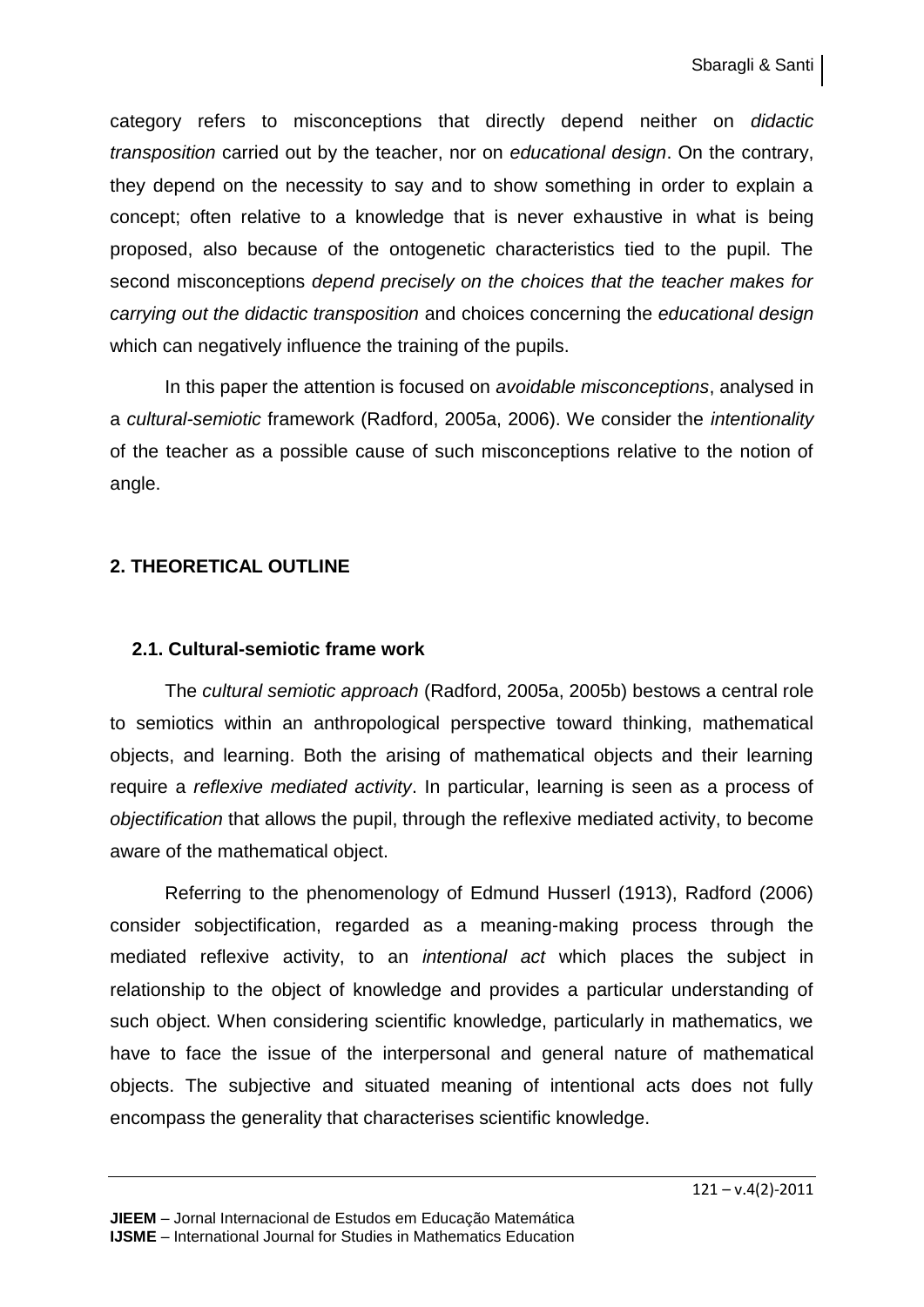category refers to misconceptions that directly depend neither on *didactic transposition* carried out by the teacher, nor on *educational design*. On the contrary, they depend on the necessity to say and to show something in order to explain a concept; often relative to a knowledge that is never exhaustive in what is being proposed, also because of the ontogenetic characteristics tied to the pupil. The second misconceptions *depend precisely on the choices that the teacher makes for carrying out the didactic transposition* and choices concerning the *educational design* which can negatively influence the training of the pupils.

In this paper the attention is focused on *avoidable misconceptions*, analysed in a *cultural-semiotic* framework (Radford, 2005a, 2006). We consider the *intentionality* of the teacher as a possible cause of such misconceptions relative to the notion of angle.

## 2. THEORETICAL OUTLINE

### 2.1. Cultural-semiotic frame work

The *cultural semiotic approach* (Radford, 2005a, 2005b) bestows a central role to semiotics within an anthropological perspective toward thinking, mathematical objects, and learning. Both the arising of mathematical objects and their learning require a *reflexive mediated activity*. In particular, learning is seen as a process of *objectification* that allows the pupil, through the reflexive mediated activity, to become aware of the mathematical object.

Referring to the phenomenology of Edmund Husserl (1913), Radford (2006) consider sobjectification, regarded as a meaning-making process through the mediated reflexive activity, to an *intentional act* which places the subject in relationship to the object of knowledge and provides a particular understanding of such object. When considering scientific knowledge, particularly in mathematics, we have to face the issue of the interpersonal and general nature of mathematical objects. The subjective and situated meaning of intentional acts does not fully encompass the generality that characterises scientific knowledge.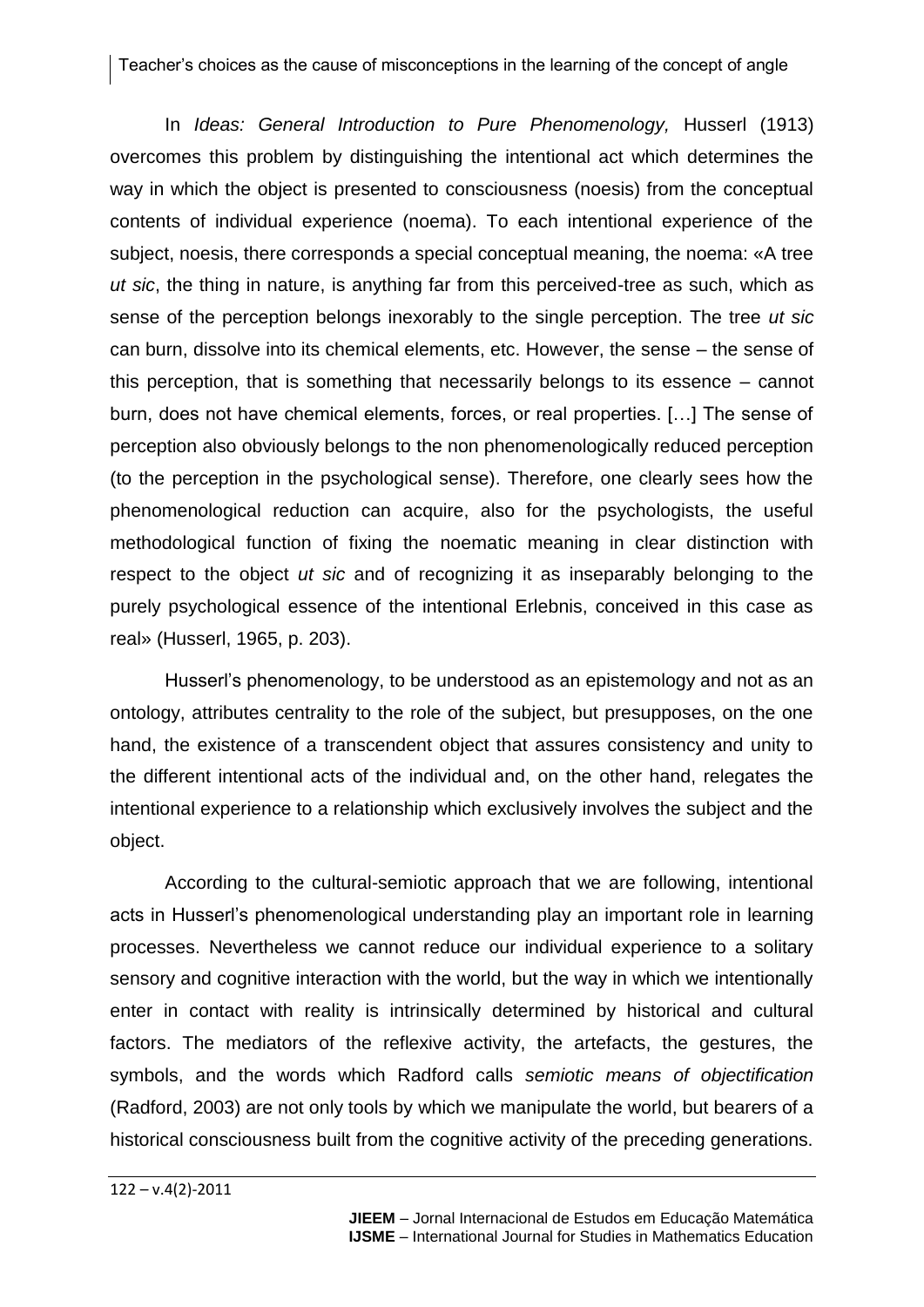In *Ideas: General Introduction to Pure Phenomenology,* Husserl (1913) overcomes this problem by distinguishing the intentional act which determines the way in which the object is presented to consciousness (noesis) from the conceptual contents of individual experience (noema). To each intentional experience of the subject, noesis, there corresponds a special conceptual meaning, the noema: «A tree *ut sic*, the thing in nature, is anything far from this perceived-tree as such, which as sense of the perception belongs inexorably to the single perception. The tree *ut sic* can burn, dissolve into its chemical elements, etc. However, the sense – the sense of this perception, that is something that necessarily belongs to its essence – cannot burn, does not have chemical elements, forces, or real properties. […] The sense of perception also obviously belongs to the non phenomenologically reduced perception (to the perception in the psychological sense). Therefore, one clearly sees how the phenomenological reduction can acquire, also for the psychologists, the useful methodological function of fixing the noematic meaning in clear distinction with respect to the object *ut sic* and of recognizing it as inseparably belonging to the purely psychological essence of the intentional Erlebnis, conceived in this case as real» (Husserl, 1965, p. 203).

Husserl's phenomenology, to be understood as an epistemology and not as an ontology, attributes centrality to the role of the subject, but presupposes, on the one hand, the existence of a transcendent object that assures consistency and unity to the different intentional acts of the individual and, on the other hand, relegates the intentional experience to a relationship which exclusively involves the subject and the object.

According to the cultural-semiotic approach that we are following, intentional acts in Husserl's phenomenological understanding play an important role in learning processes. Nevertheless we cannot reduce our individual experience to a solitary sensory and cognitive interaction with the world, but the way in which we intentionally enter in contact with reality is intrinsically determined by historical and cultural factors. The mediators of the reflexive activity, the artefacts, the gestures, the symbols, and the words which Radford calls *semiotic means of objectification* (Radford, 2003) are not only tools by which we manipulate the world, but bearers of a historical consciousness built from the cognitive activity of the preceding generations.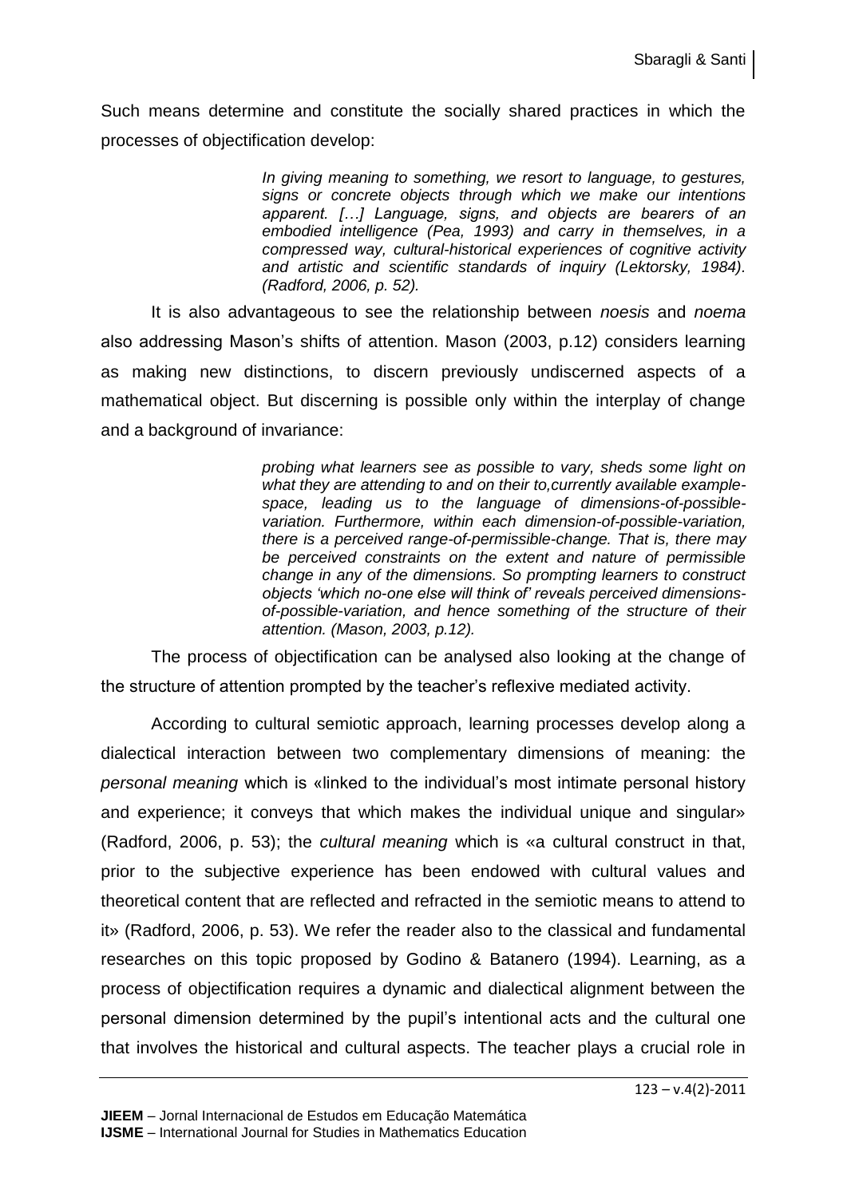Such means determine and constitute the socially shared practices in which the processes of objectification develop:

> *In giving meaning to something, we resort to language, to gestures, signs or concrete objects through which we make our intentions apparent. […] Language, signs, and objects are bearers of an embodied intelligence (Pea, 1993) and carry in themselves, in a compressed way, cultural-historical experiences of cognitive activity and artistic and scientific standards of inquiry (Lektorsky, 1984). (Radford, 2006, p. 52).*

It is also advantageous to see the relationship between *noesis* and *noema* also addressing Mason's shifts of attention. Mason (2003, p.12) considers learning as making new distinctions, to discern previously undiscerned aspects of a mathematical object. But discerning is possible only within the interplay of change and a background of invariance:

> *probing what learners see as possible to vary, sheds some light on what they are attending to and on their to,currently available example-space, leading us to the language of dimensions-of-possible-variation. Furthermore, within each dimension-of-possible-variation, there is a perceived range-of-permissible-change. That is, there may be perceived constraints on the extent and nature of permissible change in any of the dimensions. So prompting learners to construct objects 'which no-one else will think of' reveals perceived dimensions-of-possible-variation, and hence something of the structure of their attention. (Mason, 2003, p.12).*

The process of objectification can be analysed also looking at the change of the structure of attention prompted by the teacher's reflexive mediated activity.

According to cultural semiotic approach, learning processes develop along a dialectical interaction between two complementary dimensions of meaning: the *personal meaning* which is «linked to the individual's most intimate personal history and experience; it conveys that which makes the individual unique and singular» (Radford, 2006, p. 53); the *cultural meaning* which is «a cultural construct in that, prior to the subjective experience has been endowed with cultural values and theoretical content that are reflected and refracted in the semiotic means to attend to it» (Radford, 2006, p. 53). We refer the reader also to the classical and fundamental researches on this topic proposed by Godino & Batanero (1994). Learning, as a process of objectification requires a dynamic and dialectical alignment between the personal dimension determined by the pupil's intentional acts and the cultural one that involves the historical and cultural aspects. The teacher plays a crucial role in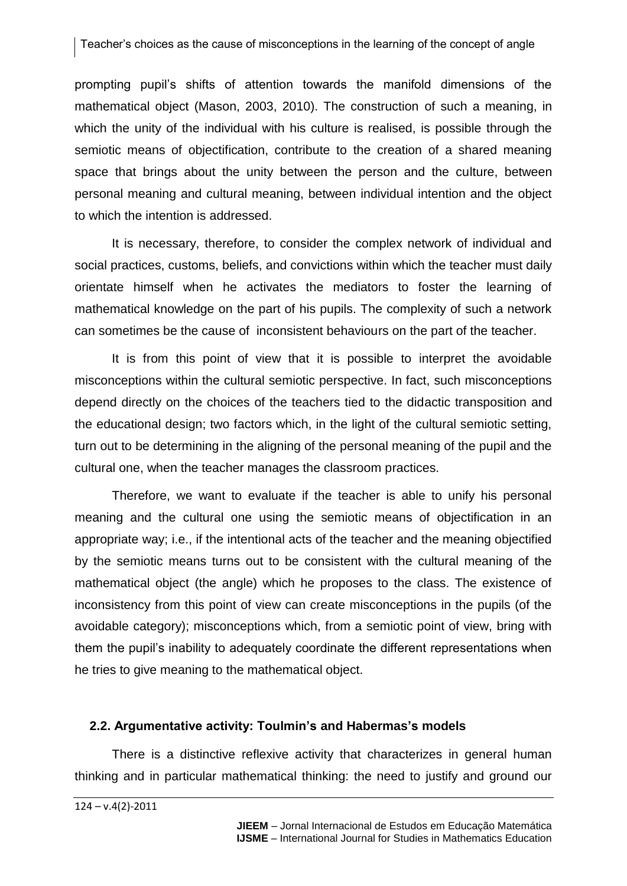prompting pupil's shifts of attention towards the manifold dimensions of the mathematical object (Mason, 2003, 2010). The construction of such a meaning, in which the unity of the individual with his culture is realised, is possible through the semiotic means of objectification, contribute to the creation of a shared meaning space that brings about the unity between the person and the culture, between personal meaning and cultural meaning, between individual intention and the object to which the intention is addressed.

It is necessary, therefore, to consider the complex network of individual and social practices, customs, beliefs, and convictions within which the teacher must daily orientate himself when he activates the mediators to foster the learning of mathematical knowledge on the part of his pupils. The complexity of such a network can sometimes be the cause of inconsistent behaviours on the part of the teacher.

It is from this point of view that it is possible to interpret the avoidable misconceptions within the cultural semiotic perspective. In fact, such misconceptions depend directly on the choices of the teachers tied to the didactic transposition and the educational design; two factors which, in the light of the cultural semiotic setting, turn out to be determining in the aligning of the personal meaning of the pupil and the cultural one, when the teacher manages the classroom practices.

Therefore, we want to evaluate if the teacher is able to unify his personal meaning and the cultural one using the semiotic means of objectification in an appropriate way; i.e., if the intentional acts of the teacher and the meaning objectified by the semiotic means turns out to be consistent with the cultural meaning of the mathematical object (the angle) which he proposes to the class. The existence of inconsistency from this point of view can create misconceptions in the pupils (of the avoidable category); misconceptions which, from a semiotic point of view, bring with them the pupil's inability to adequately coordinate the different representations when he tries to give meaning to the mathematical object.

### 2.2. Argumentative activity: Toulmin's and Habermas's models

There is a distinctive reflexive activity that characterizes in general human thinking and in particular mathematical thinking: the need to justify and ground our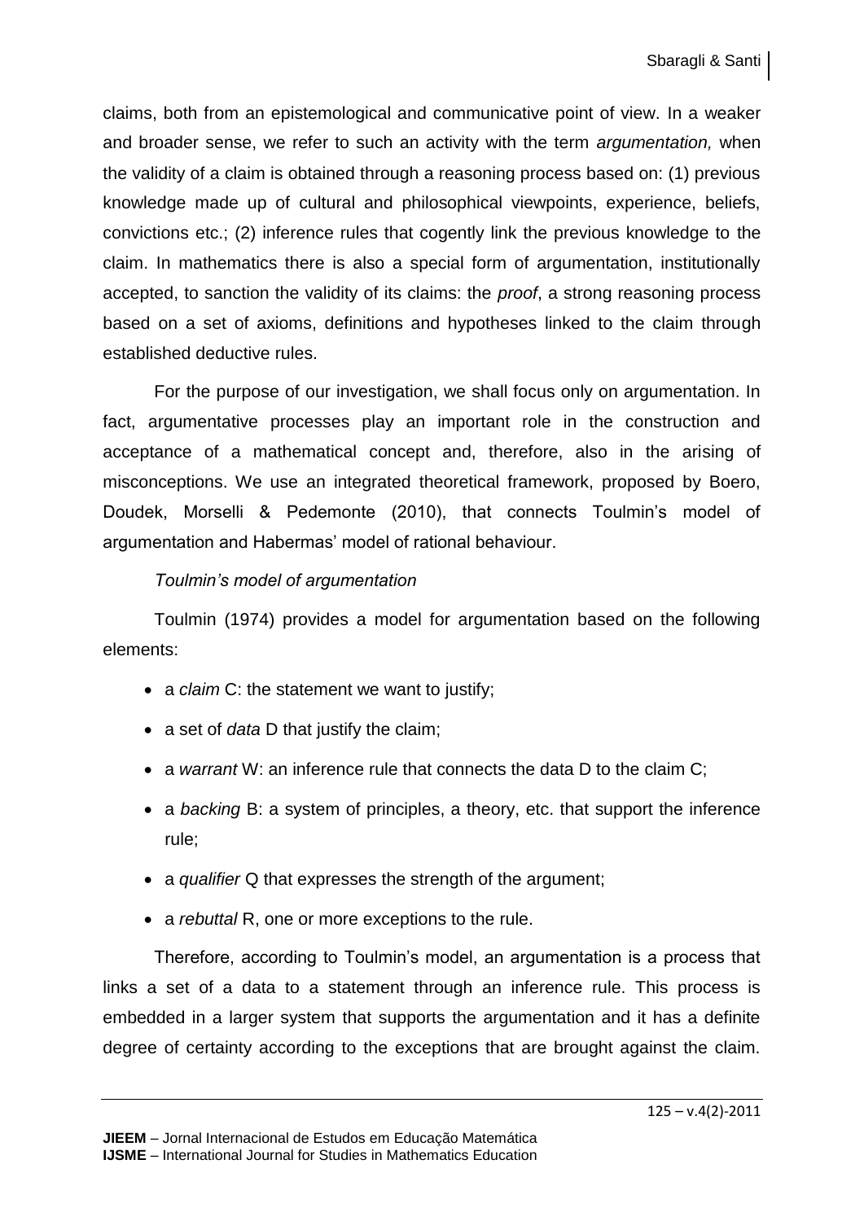claims, both from an epistemological and communicative point of view. In a weaker and broader sense, we refer to such an activity with the term *argumentation,* when the validity of a claim is obtained through a reasoning process based on: (1) previous knowledge made up of cultural and philosophical viewpoints, experience, beliefs, convictions etc.; (2) inference rules that cogently link the previous knowledge to the claim. In mathematics there is also a special form of argumentation, institutionally accepted, to sanction the validity of its claims: the *proof*, a strong reasoning process based on a set of axioms, definitions and hypotheses linked to the claim through established deductive rules.

For the purpose of our investigation, we shall focus only on argumentation. In fact, argumentative processes play an important role in the construction and acceptance of a mathematical concept and, therefore, also in the arising of misconceptions. We use an integrated theoretical framework, proposed by Boero, Doudek, Morselli & Pedemonte (2010), that connects Toulmin's model of argumentation and Habermas' model of rational behaviour.

*Toulmin's model of argumentation*

Toulmin (1974) provides a model for argumentation based on the following elements:

- a *claim* C: the statement we want to justify;
- a set of *data* D that justify the claim;
- a *warrant* W: an inference rule that connects the data D to the claim C;
- a *backing* B: a system of principles, a theory, etc. that support the inference rule;
- a *qualifier* Q that expresses the strength of the argument;
- a *rebuttal* R, one or more exceptions to the rule.

Therefore, according to Toulmin's model, an argumentation is a process that links a set of a data to a statement through an inference rule. This process is embedded in a larger system that supports the argumentation and it has a definite degree of certainty according to the exceptions that are brought against the claim.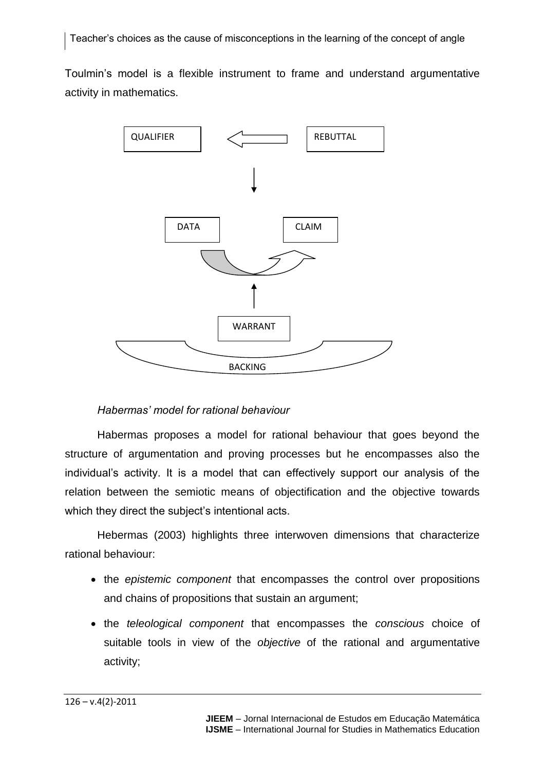Toulmin's model is a flexible instrument to frame and understand argumentative activity in mathematics.

QUALIFIER REBUTTAL

DATA CLAIM

WARRANT

BACKING

*Habermas' model for rational behaviour*

Habermas proposes a model for rational behaviour that goes beyond the structure of argumentation and proving processes but he encompasses also the individual's activity. It is a model that can effectively support our analysis of the relation between the semiotic means of objectification and the objective towards which they direct the subject's intentional acts.

Hebermas (2003) highlights three interwoven dimensions that characterize rational behaviour:

- the *epistemic component* that encompasses the control over propositions and chains of propositions that sustain an argument;
- the *teleological component* that encompasses the *conscious* choice of suitable tools in view of the *objective* of the rational and argumentative activity;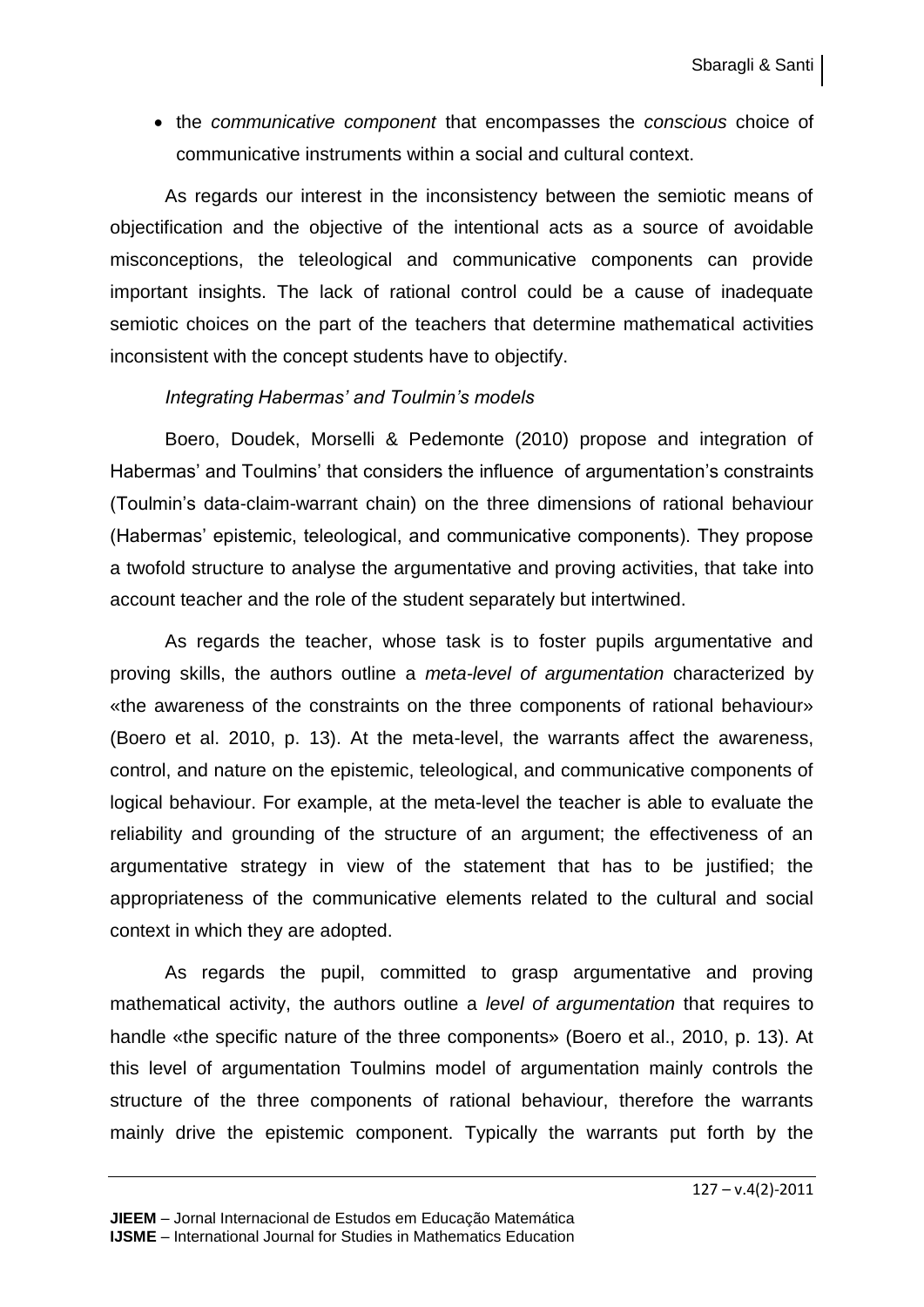- the *communicative component* that encompasses the *conscious* choice of communicative instruments within a social and cultural context.

As regards our interest in the inconsistency between the semiotic means of objectification and the objective of the intentional acts as a source of avoidable misconceptions, the teleological and communicative components can provide important insights. The lack of rational control could be a cause of inadequate semiotic choices on the part of the teachers that determine mathematical activities inconsistent with the concept students have to objectify.

*Integrating Habermas' and Toulmin's models*

Boero, Doudek, Morselli & Pedemonte (2010) propose and integration of Habermas' and Toulmins' that considers the influence of argumentation's constraints (Toulmin's data-claim-warrant chain) on the three dimensions of rational behaviour (Habermas' epistemic, teleological, and communicative components). They propose a twofold structure to analyse the argumentative and proving activities, that take into account teacher and the role of the student separately but intertwined.

As regards the teacher, whose task is to foster pupils argumentative and proving skills, the authors outline a *meta-level of argumentation* characterized by «the awareness of the constraints on the three components of rational behaviour» (Boero et al. 2010, p. 13). At the meta-level, the warrants affect the awareness, control, and nature on the epistemic, teleological, and communicative components of logical behaviour. For example, at the meta-level the teacher is able to evaluate the reliability and grounding of the structure of an argument; the effectiveness of an argumentative strategy in view of the statement that has to be justified; the appropriateness of the communicative elements related to the cultural and social context in which they are adopted.

As regards the pupil, committed to grasp argumentative and proving mathematical activity, the authors outline a *level of argumentation* that requires to handle «the specific nature of the three components» (Boero et al., 2010, p. 13). At this level of argumentation Toulmins model of argumentation mainly controls the structure of the three components of rational behaviour, therefore the warrants mainly drive the epistemic component. Typically the warrants put forth by the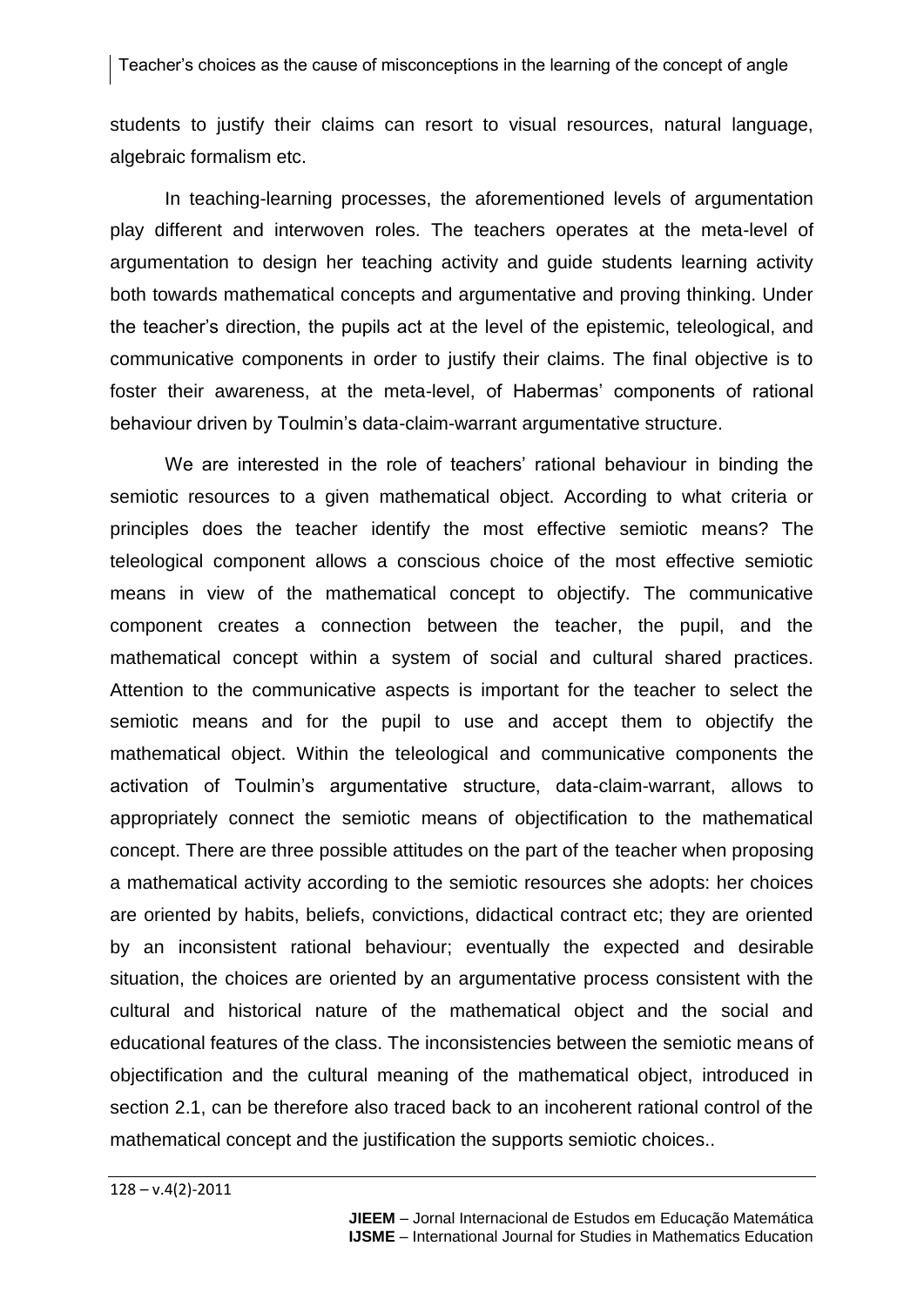students to justify their claims can resort to visual resources, natural language, algebraic formalism etc.

In teaching-learning processes, the aforementioned levels of argumentation play different and interwoven roles. The teachers operates at the meta-level of argumentation to design her teaching activity and guide students learning activity both towards mathematical concepts and argumentative and proving thinking. Under the teacher's direction, the pupils act at the level of the epistemic, teleological, and communicative components in order to justify their claims. The final objective is to foster their awareness, at the meta-level, of Habermas' components of rational behaviour driven by Toulmin's data-claim-warrant argumentative structure.

We are interested in the role of teachers' rational behaviour in binding the semiotic resources to a given mathematical object. According to what criteria or principles does the teacher identify the most effective semiotic means? The teleological component allows a conscious choice of the most effective semiotic means in view of the mathematical concept to objectify. The communicative component creates a connection between the teacher, the pupil, and the mathematical concept within a system of social and cultural shared practices. Attention to the communicative aspects is important for the teacher to select the semiotic means and for the pupil to use and accept them to objectify the mathematical object. Within the teleological and communicative components the activation of Toulmin's argumentative structure, data-claim-warrant, allows to appropriately connect the semiotic means of objectification to the mathematical concept. There are three possible attitudes on the part of the teacher when proposing a mathematical activity according to the semiotic resources she adopts: her choices are oriented by habits, beliefs, convictions, didactical contract etc; they are oriented by an inconsistent rational behaviour; eventually the expected and desirable situation, the choices are oriented by an argumentative process consistent with the cultural and historical nature of the mathematical object and the social and educational features of the class. The inconsistencies between the semiotic means of objectification and the cultural meaning of the mathematical object, introduced in section 2.1, can be therefore also traced back to an incoherent rational control of the mathematical concept and the justification the supports semiotic choices..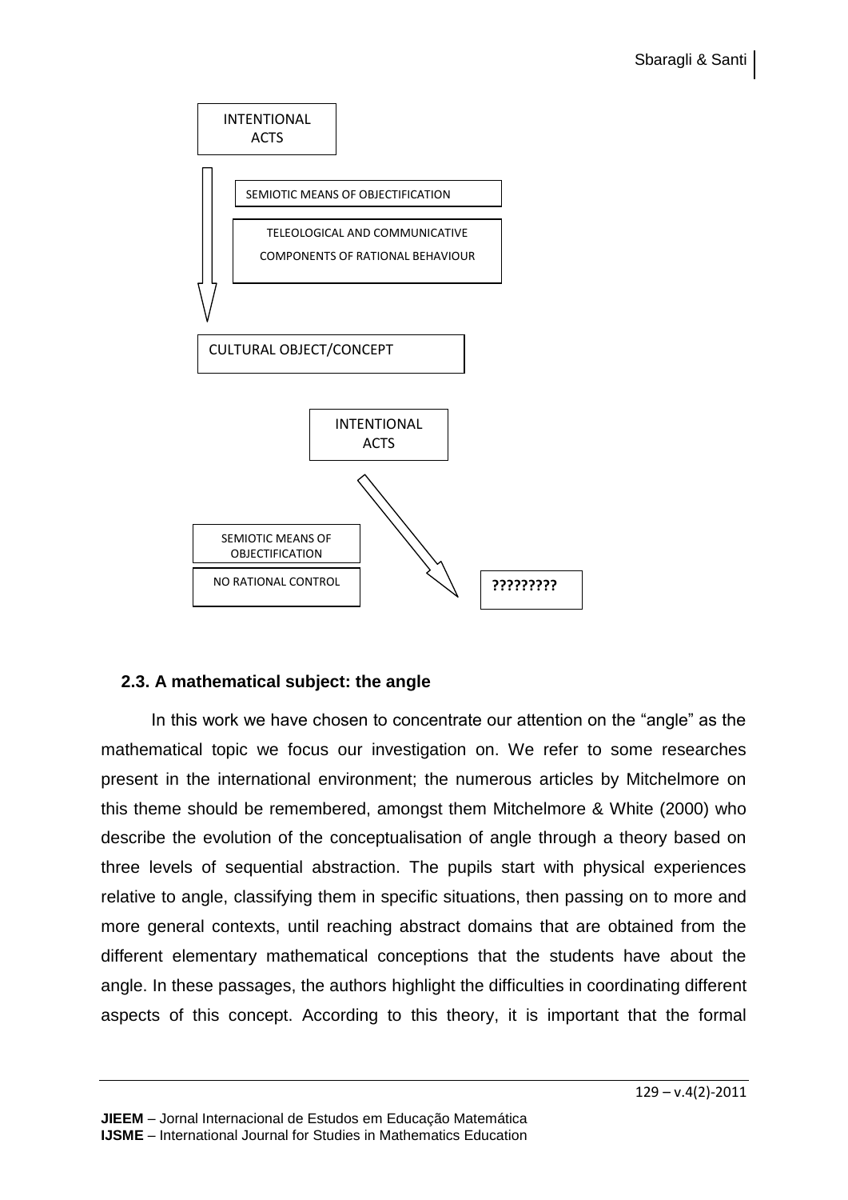INTENTIONAL ACTS

SEMIOTIC MEANS OF OBJECTIFICATION

TELEOLOGICAL AND COMMUNICATIVE COMPONENTS OF RATIONAL BEHAVIOUR

CULTURAL OBJECT/CONCEPT

INTENTIONAL ACTS

SEMIOTIC MEANS OF OBJECTIFICATION

NO RATIONAL CONTROL

**?????????**

### 2.3. A mathematical subject: the angle

In this work we have chosen to concentrate our attention on the "angle" as the mathematical topic we focus our investigation on. We refer to some researches present in the international environment; the numerous articles by Mitchelmore on this theme should be remembered, amongst them Mitchelmore & White (2000) who describe the evolution of the conceptualisation of angle through a theory based on three levels of sequential abstraction. The pupils start with physical experiences relative to angle, classifying them in specific situations, then passing on to more and more general contexts, until reaching abstract domains that are obtained from the different elementary mathematical conceptions that the students have about the angle. In these passages, the authors highlight the difficulties in coordinating different aspects of this concept. According to this theory, it is important that the formal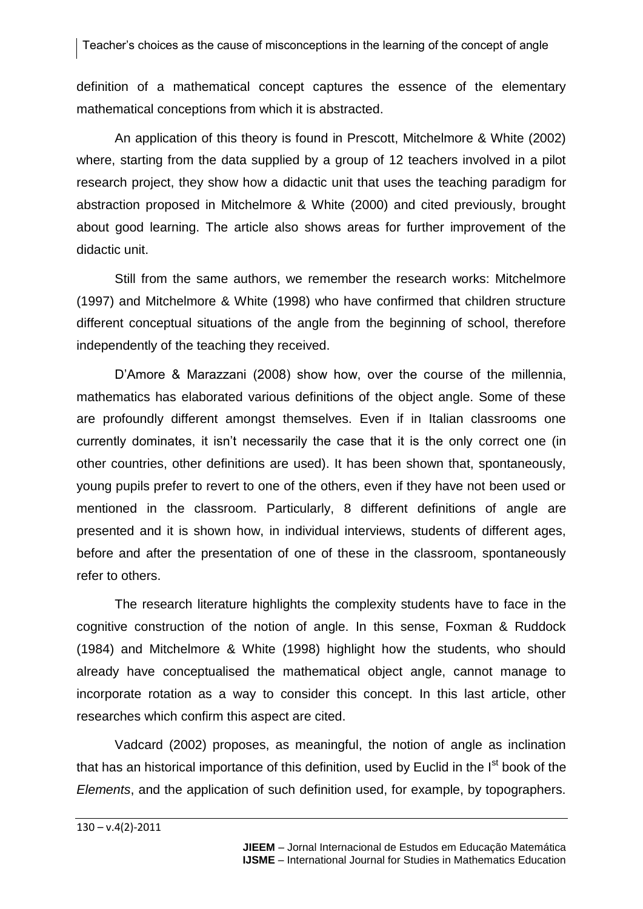definition of a mathematical concept captures the essence of the elementary mathematical conceptions from which it is abstracted.

An application of this theory is found in Prescott, Mitchelmore & White (2002) where, starting from the data supplied by a group of 12 teachers involved in a pilot research project, they show how a didactic unit that uses the teaching paradigm for abstraction proposed in Mitchelmore & White (2000) and cited previously, brought about good learning. The article also shows areas for further improvement of the didactic unit.

Still from the same authors, we remember the research works: Mitchelmore (1997) and Mitchelmore & White (1998) who have confirmed that children structure different conceptual situations of the angle from the beginning of school, therefore independently of the teaching they received.

D'Amore & Marazzani (2008) show how, over the course of the millennia, mathematics has elaborated various definitions of the object angle. Some of these are profoundly different amongst themselves. Even if in Italian classrooms one currently dominates, it isn't necessarily the case that it is the only correct one (in other countries, other definitions are used). It has been shown that, spontaneously, young pupils prefer to revert to one of the others, even if they have not been used or mentioned in the classroom. Particularly, 8 different definitions of angle are presented and it is shown how, in individual interviews, students of different ages, before and after the presentation of one of these in the classroom, spontaneously refer to others.

The research literature highlights the complexity students have to face in the cognitive construction of the notion of angle. In this sense, Foxman & Ruddock (1984) and Mitchelmore & White (1998) highlight how the students, who should already have conceptualised the mathematical object angle, cannot manage to incorporate rotation as a way to consider this concept. In this last article, other researches which confirm this aspect are cited.

Vadcard (2002) proposes, as meaningful, the notion of angle as inclination that has an historical importance of this definition, used by Euclid in the I[st] book of the *Elements*, and the application of such definition used, for example, by topographers.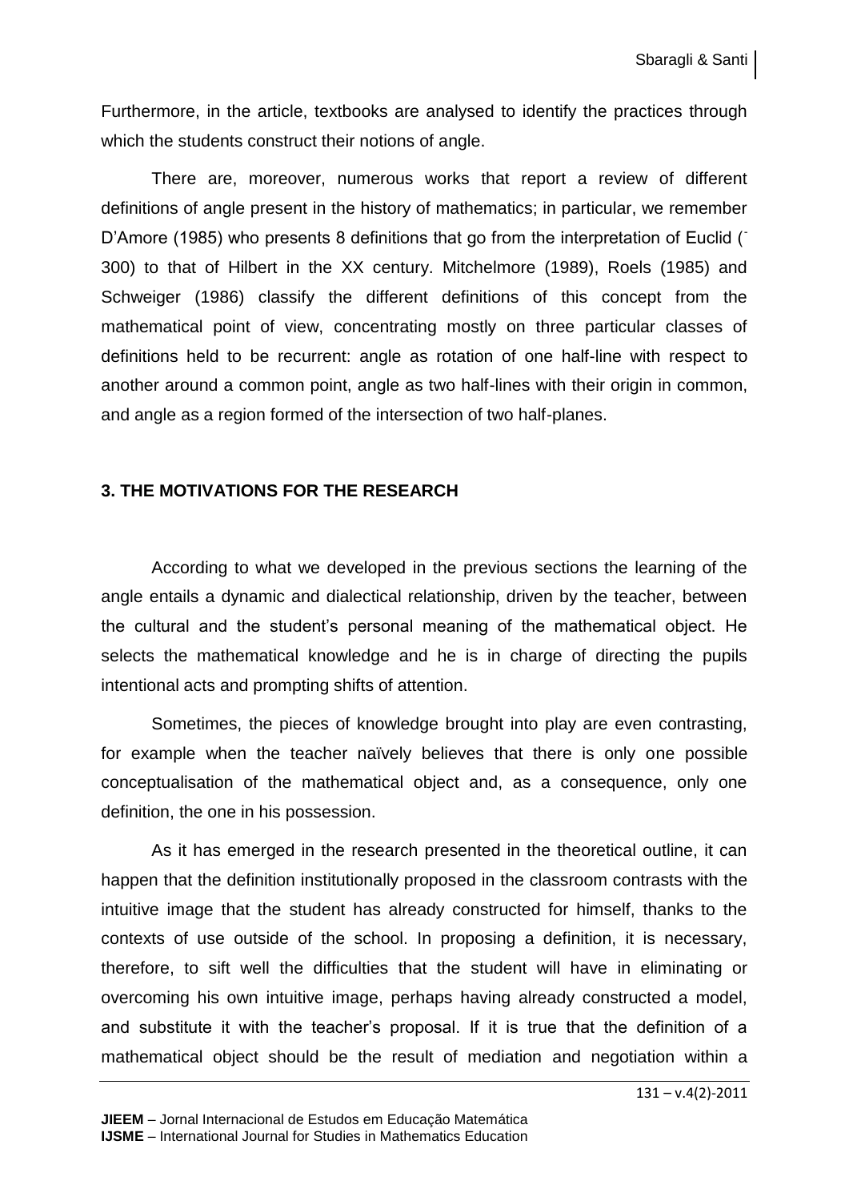Furthermore, in the article, textbooks are analysed to identify the practices through which the students construct their notions of angle.

There are, moreover, numerous works that report a review of different definitions of angle present in the history of mathematics; in particular, we remember D'Amore (1985) who presents 8 definitions that go from the interpretation of Euclid (¯ 300) to that of Hilbert in the XX century. Mitchelmore (1989), Roels (1985) and Schweiger (1986) classify the different definitions of this concept from the mathematical point of view, concentrating mostly on three particular classes of definitions held to be recurrent: angle as rotation of one half-line with respect to another around a common point, angle as two half-lines with their origin in common, and angle as a region formed of the intersection of two half-planes.

## 3. THE MOTIVATIONS FOR THE RESEARCH

According to what we developed in the previous sections the learning of the angle entails a dynamic and dialectical relationship, driven by the teacher, between the cultural and the student's personal meaning of the mathematical object. He selects the mathematical knowledge and he is in charge of directing the pupils intentional acts and prompting shifts of attention.

Sometimes, the pieces of knowledge brought into play are even contrasting, for example when the teacher naïvely believes that there is only one possible conceptualisation of the mathematical object and, as a consequence, only one definition, the one in his possession.

As it has emerged in the research presented in the theoretical outline, it can happen that the definition institutionally proposed in the classroom contrasts with the intuitive image that the student has already constructed for himself, thanks to the contexts of use outside of the school. In proposing a definition, it is necessary, therefore, to sift well the difficulties that the student will have in eliminating or overcoming his own intuitive image, perhaps having already constructed a model, and substitute it with the teacher's proposal. If it is true that the definition of a mathematical object should be the result of mediation and negotiation within a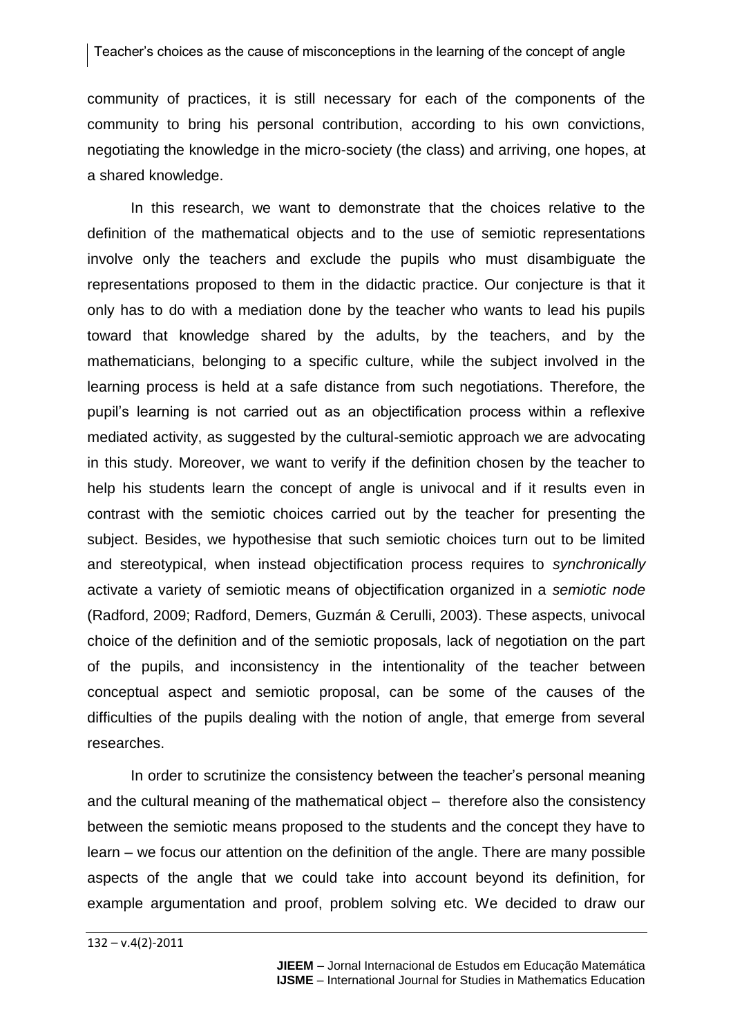community of practices, it is still necessary for each of the components of the community to bring his personal contribution, according to his own convictions, negotiating the knowledge in the micro-society (the class) and arriving, one hopes, at a shared knowledge.

In this research, we want to demonstrate that the choices relative to the definition of the mathematical objects and to the use of semiotic representations involve only the teachers and exclude the pupils who must disambiguate the representations proposed to them in the didactic practice. Our conjecture is that it only has to do with a mediation done by the teacher who wants to lead his pupils toward that knowledge shared by the adults, by the teachers, and by the mathematicians, belonging to a specific culture, while the subject involved in the learning process is held at a safe distance from such negotiations. Therefore, the pupil's learning is not carried out as an objectification process within a reflexive mediated activity, as suggested by the cultural-semiotic approach we are advocating in this study. Moreover, we want to verify if the definition chosen by the teacher to help his students learn the concept of angle is univocal and if it results even in contrast with the semiotic choices carried out by the teacher for presenting the subject. Besides, we hypothesise that such semiotic choices turn out to be limited and stereotypical, when instead objectification process requires to *synchronically* activate a variety of semiotic means of objectification organized in a *semiotic node* (Radford, 2009; Radford, Demers, Guzmán & Cerulli, 2003). These aspects, univocal choice of the definition and of the semiotic proposals, lack of negotiation on the part of the pupils, and inconsistency in the intentionality of the teacher between conceptual aspect and semiotic proposal, can be some of the causes of the difficulties of the pupils dealing with the notion of angle, that emerge from several researches.

In order to scrutinize the consistency between the teacher's personal meaning and the cultural meaning of the mathematical object – therefore also the consistency between the semiotic means proposed to the students and the concept they have to learn – we focus our attention on the definition of the angle. There are many possible aspects of the angle that we could take into account beyond its definition, for example argumentation and proof, problem solving etc. We decided to draw our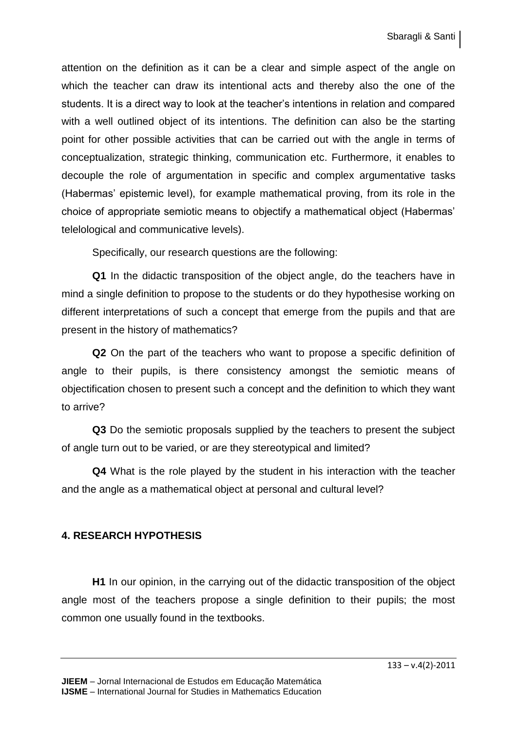attention on the definition as it can be a clear and simple aspect of the angle on which the teacher can draw its intentional acts and thereby also the one of the students. It is a direct way to look at the teacher's intentions in relation and compared with a well outlined object of its intentions. The definition can also be the starting point for other possible activities that can be carried out with the angle in terms of conceptualization, strategic thinking, communication etc. Furthermore, it enables to decouple the role of argumentation in specific and complex argumentative tasks (Habermas' epistemic level), for example mathematical proving, from its role in the choice of appropriate semiotic means to objectify a mathematical object (Habermas' telelological and communicative levels).

Specifically, our research questions are the following:

**Q1** In the didactic transposition of the object angle, do the teachers have in mind a single definition to propose to the students or do they hypothesise working on different interpretations of such a concept that emerge from the pupils and that are present in the history of mathematics?

**Q2** On the part of the teachers who want to propose a specific definition of angle to their pupils, is there consistency amongst the semiotic means of objectification chosen to present such a concept and the definition to which they want to arrive?

**Q3** Do the semiotic proposals supplied by the teachers to present the subject of angle turn out to be varied, or are they stereotypical and limited?

**Q4** What is the role played by the student in his interaction with the teacher and the angle as a mathematical object at personal and cultural level?

## 4. RESEARCH HYPOTHESIS

**H1** In our opinion, in the carrying out of the didactic transposition of the object angle most of the teachers propose a single definition to their pupils; the most common one usually found in the textbooks.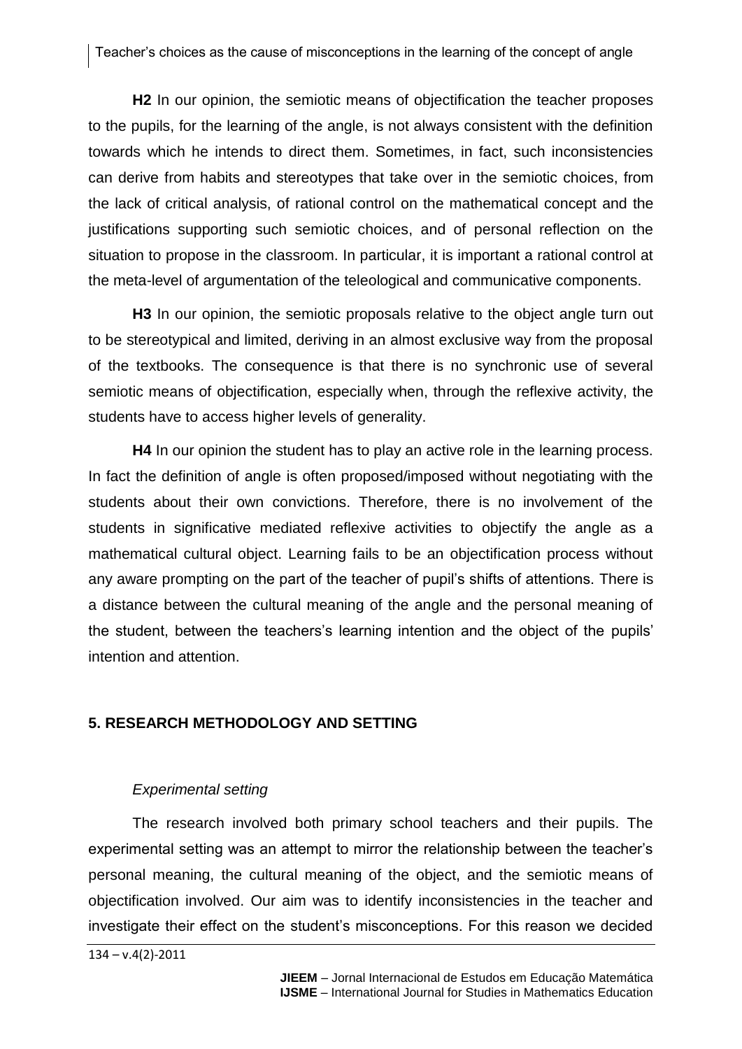**H2** In our opinion, the semiotic means of objectification the teacher proposes to the pupils, for the learning of the angle, is not always consistent with the definition towards which he intends to direct them. Sometimes, in fact, such inconsistencies can derive from habits and stereotypes that take over in the semiotic choices, from the lack of critical analysis, of rational control on the mathematical concept and the justifications supporting such semiotic choices, and of personal reflection on the situation to propose in the classroom. In particular, it is important a rational control at the meta-level of argumentation of the teleological and communicative components.

**H3** In our opinion, the semiotic proposals relative to the object angle turn out to be stereotypical and limited, deriving in an almost exclusive way from the proposal of the textbooks. The consequence is that there is no synchronic use of several semiotic means of objectification, especially when, through the reflexive activity, the students have to access higher levels of generality.

**H4** In our opinion the student has to play an active role in the learning process. In fact the definition of angle is often proposed/imposed without negotiating with the students about their own convictions. Therefore, there is no involvement of the students in significative mediated reflexive activities to objectify the angle as a mathematical cultural object. Learning fails to be an objectification process without any aware prompting on the part of the teacher of pupil's shifts of attentions. There is a distance between the cultural meaning of the angle and the personal meaning of the student, between the teachers's learning intention and the object of the pupils' intention and attention.

## 5. RESEARCH METHODOLOGY AND SETTING

### *Experimental setting*

The research involved both primary school teachers and their pupils. The experimental setting was an attempt to mirror the relationship between the teacher's personal meaning, the cultural meaning of the object, and the semiotic means of objectification involved. Our aim was to identify inconsistencies in the teacher and investigate their effect on the student's misconceptions. For this reason we decided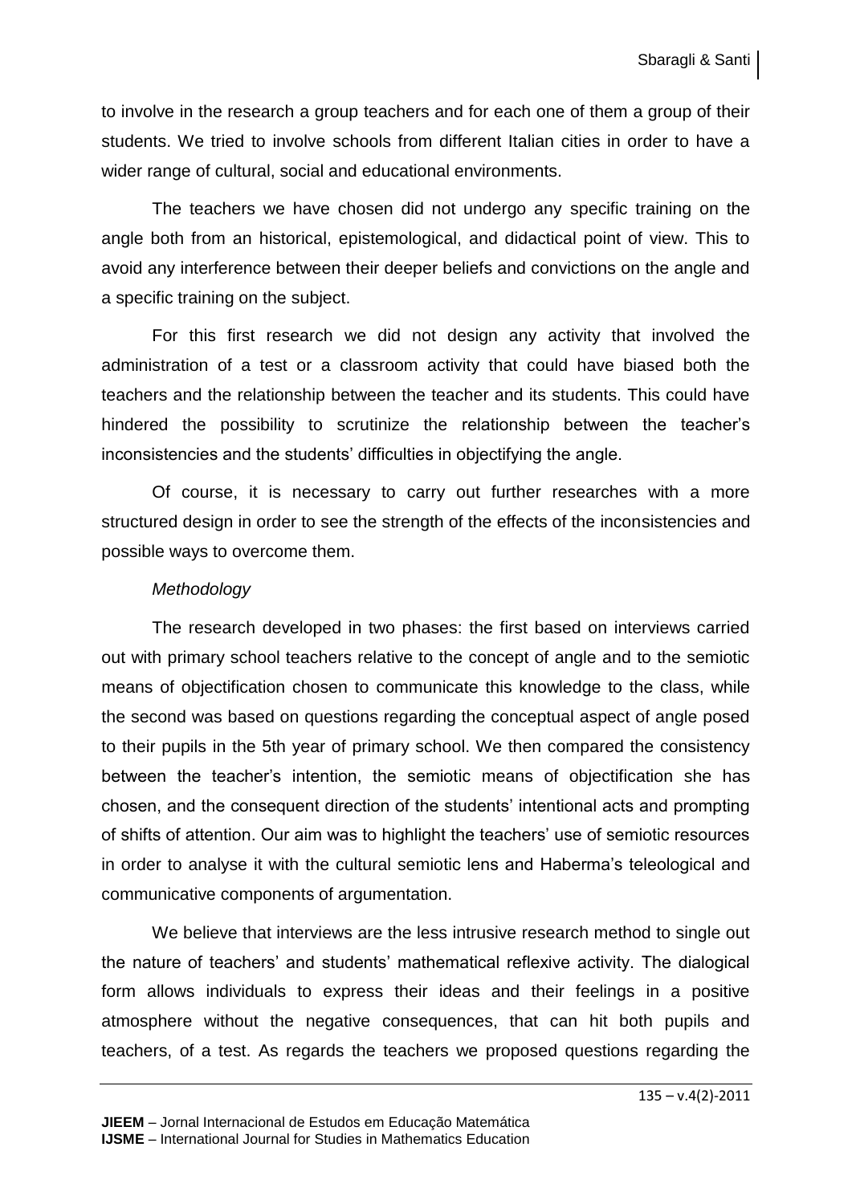to involve in the research a group teachers and for each one of them a group of their students. We tried to involve schools from different Italian cities in order to have a wider range of cultural, social and educational environments.

The teachers we have chosen did not undergo any specific training on the angle both from an historical, epistemological, and didactical point of view. This to avoid any interference between their deeper beliefs and convictions on the angle and a specific training on the subject.

For this first research we did not design any activity that involved the administration of a test or a classroom activity that could have biased both the teachers and the relationship between the teacher and its students. This could have hindered the possibility to scrutinize the relationship between the teacher's inconsistencies and the students' difficulties in objectifying the angle.

Of course, it is necessary to carry out further researches with a more structured design in order to see the strength of the effects of the inconsistencies and possible ways to overcome them.

*Methodology*

The research developed in two phases: the first based on interviews carried out with primary school teachers relative to the concept of angle and to the semiotic means of objectification chosen to communicate this knowledge to the class, while the second was based on questions regarding the conceptual aspect of angle posed to their pupils in the 5th year of primary school. We then compared the consistency between the teacher's intention, the semiotic means of objectification she has chosen, and the consequent direction of the students' intentional acts and prompting of shifts of attention. Our aim was to highlight the teachers' use of semiotic resources in order to analyse it with the cultural semiotic lens and Haberma's teleological and communicative components of argumentation.

We believe that interviews are the less intrusive research method to single out the nature of teachers' and students' mathematical reflexive activity. The dialogical form allows individuals to express their ideas and their feelings in a positive atmosphere without the negative consequences, that can hit both pupils and teachers, of a test. As regards the teachers we proposed questions regarding the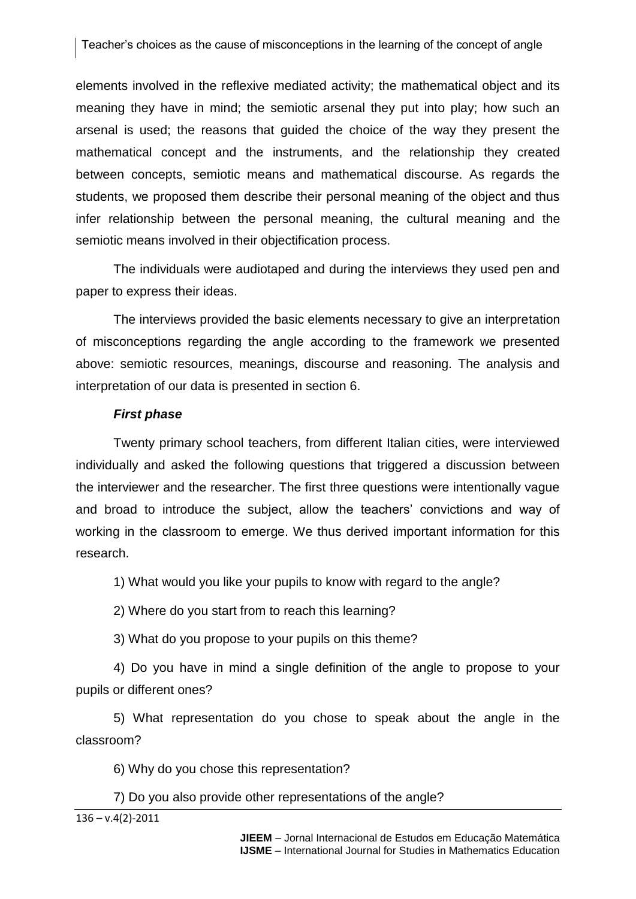elements involved in the reflexive mediated activity; the mathematical object and its meaning they have in mind; the semiotic arsenal they put into play; how such an arsenal is used; the reasons that guided the choice of the way they present the mathematical concept and the instruments, and the relationship they created between concepts, semiotic means and mathematical discourse. As regards the students, we proposed them describe their personal meaning of the object and thus infer relationship between the personal meaning, the cultural meaning and the semiotic means involved in their objectification process.

The individuals were audiotaped and during the interviews they used pen and paper to express their ideas.

The interviews provided the basic elements necessary to give an interpretation of misconceptions regarding the angle according to the framework we presented above: semiotic resources, meanings, discourse and reasoning. The analysis and interpretation of our data is presented in section 6.

***First phase***

Twenty primary school teachers, from different Italian cities, were interviewed individually and asked the following questions that triggered a discussion between the interviewer and the researcher. The first three questions were intentionally vague and broad to introduce the subject, allow the teachers' convictions and way of working in the classroom to emerge. We thus derived important information for this research.

1) What would you like your pupils to know with regard to the angle?

2) Where do you start from to reach this learning?

3) What do you propose to your pupils on this theme?

4) Do you have in mind a single definition of the angle to propose to your pupils or different ones?

5) What representation do you chose to speak about the angle in the classroom?

6) Why do you chose this representation?

7) Do you also provide other representations of the angle?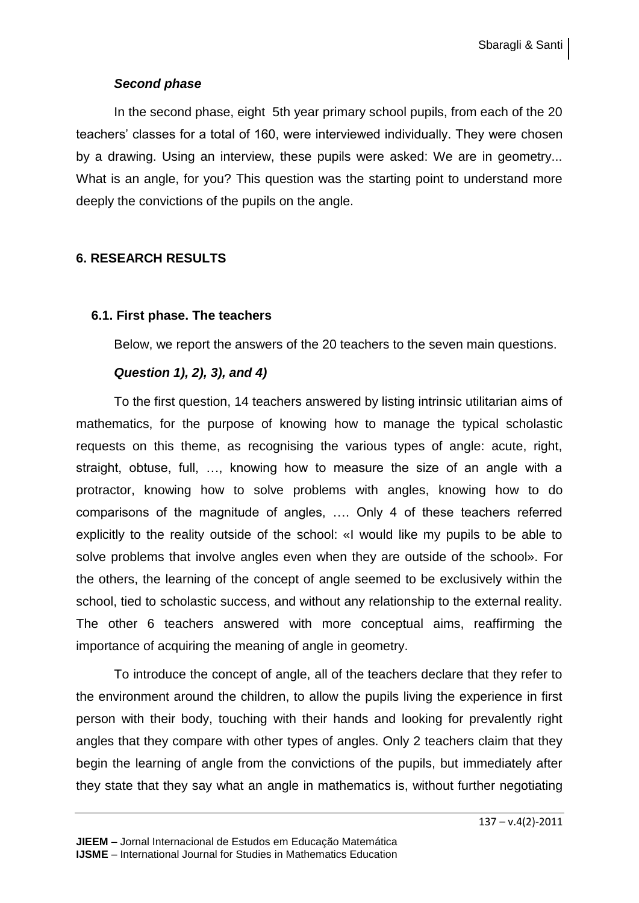### *Second phase*

In the second phase, eight 5th year primary school pupils, from each of the 20 teachers' classes for a total of 160, were interviewed individually. They were chosen by a drawing. Using an interview, these pupils were asked: We are in geometry... What is an angle, for you? This question was the starting point to understand more deeply the convictions of the pupils on the angle.

## 6. RESEARCH RESULTS

### 6.1. First phase. The teachers

Below, we report the answers of the 20 teachers to the seven main questions.

#### *Question 1), 2), 3), and 4)*

To the first question, 14 teachers answered by listing intrinsic utilitarian aims of mathematics, for the purpose of knowing how to manage the typical scholastic requests on this theme, as recognising the various types of angle: acute, right, straight, obtuse, full, …, knowing how to measure the size of an angle with a protractor, knowing how to solve problems with angles, knowing how to do comparisons of the magnitude of angles, …. Only 4 of these teachers referred explicitly to the reality outside of the school: «I would like my pupils to be able to solve problems that involve angles even when they are outside of the school». For the others, the learning of the concept of angle seemed to be exclusively within the school, tied to scholastic success, and without any relationship to the external reality. The other 6 teachers answered with more conceptual aims, reaffirming the importance of acquiring the meaning of angle in geometry.

To introduce the concept of angle, all of the teachers declare that they refer to the environment around the children, to allow the pupils living the experience in first person with their body, touching with their hands and looking for prevalently right angles that they compare with other types of angles. Only 2 teachers claim that they begin the learning of angle from the convictions of the pupils, but immediately after they state that they say what an angle in mathematics is, without further negotiating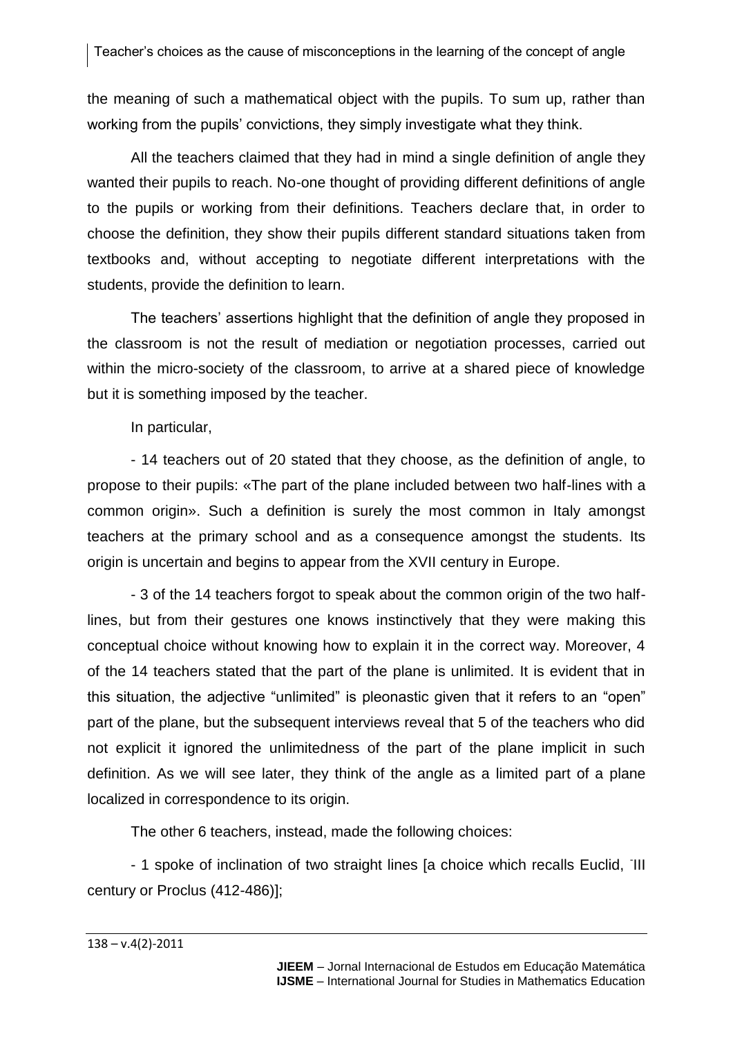the meaning of such a mathematical object with the pupils. To sum up, rather than working from the pupils' convictions, they simply investigate what they think.

All the teachers claimed that they had in mind a single definition of angle they wanted their pupils to reach. No-one thought of providing different definitions of angle to the pupils or working from their definitions. Teachers declare that, in order to choose the definition, they show their pupils different standard situations taken from textbooks and, without accepting to negotiate different interpretations with the students, provide the definition to learn.

The teachers' assertions highlight that the definition of angle they proposed in the classroom is not the result of mediation or negotiation processes, carried out within the micro-society of the classroom, to arrive at a shared piece of knowledge but it is something imposed by the teacher.

In particular,

- 14 teachers out of 20 stated that they choose, as the definition of angle, to propose to their pupils: «The part of the plane included between two half-lines with a common origin». Such a definition is surely the most common in Italy amongst teachers at the primary school and as a consequence amongst the students. Its origin is uncertain and begins to appear from the XVII century in Europe.

- 3 of the 14 teachers forgot to speak about the common origin of the two half-lines, but from their gestures one knows instinctively that they were making this conceptual choice without knowing how to explain it in the correct way. Moreover, 4 of the 14 teachers stated that the part of the plane is unlimited. It is evident that in this situation, the adjective "unlimited" is pleonastic given that it refers to an "open" part of the plane, but the subsequent interviews reveal that 5 of the teachers who did not explicit it ignored the unlimitedness of the part of the plane implicit in such definition. As we will see later, they think of the angle as a limited part of a plane localized in correspondence to its origin.

The other 6 teachers, instead, made the following choices:

- 1 spoke of inclination of two straight lines [a choice which recalls Euclid, ⁻III century or Proclus (412-486)];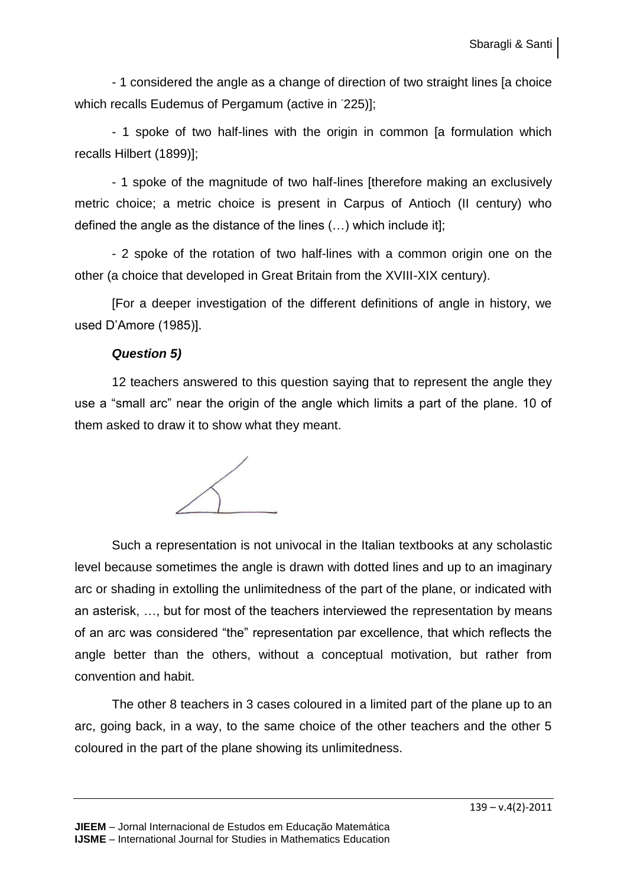- 1 considered the angle as a change of direction of two straight lines [a choice which recalls Eudemus of Pergamum (active in ⁻225)];

- 1 spoke of two half-lines with the origin in common [a formulation which recalls Hilbert (1899)];

- 1 spoke of the magnitude of two half-lines [therefore making an exclusively metric choice; a metric choice is present in Carpus of Antioch (II century) who defined the angle as the distance of the lines (…) which include it];

- 2 spoke of the rotation of two half-lines with a common origin one on the other (a choice that developed in Great Britain from the XVIII-XIX century).

[For a deeper investigation of the different definitions of angle in history, we used D'Amore (1985)].

***Question 5)***

12 teachers answered to this question saying that to represent the angle they use a "small arc" near the origin of the angle which limits a part of the plane. 10 of them asked to draw it to show what they meant.

Such a representation is not univocal in the Italian textbooks at any scholastic level because sometimes the angle is drawn with dotted lines and up to an imaginary arc or shading in extolling the unlimitedness of the part of the plane, or indicated with an asterisk, …, but for most of the teachers interviewed the representation by means of an arc was considered "the" representation par excellence, that which reflects the angle better than the others, without a conceptual motivation, but rather from convention and habit.

The other 8 teachers in 3 cases coloured in a limited part of the plane up to an arc, going back, in a way, to the same choice of the other teachers and the other 5 coloured in the part of the plane showing its unlimitedness.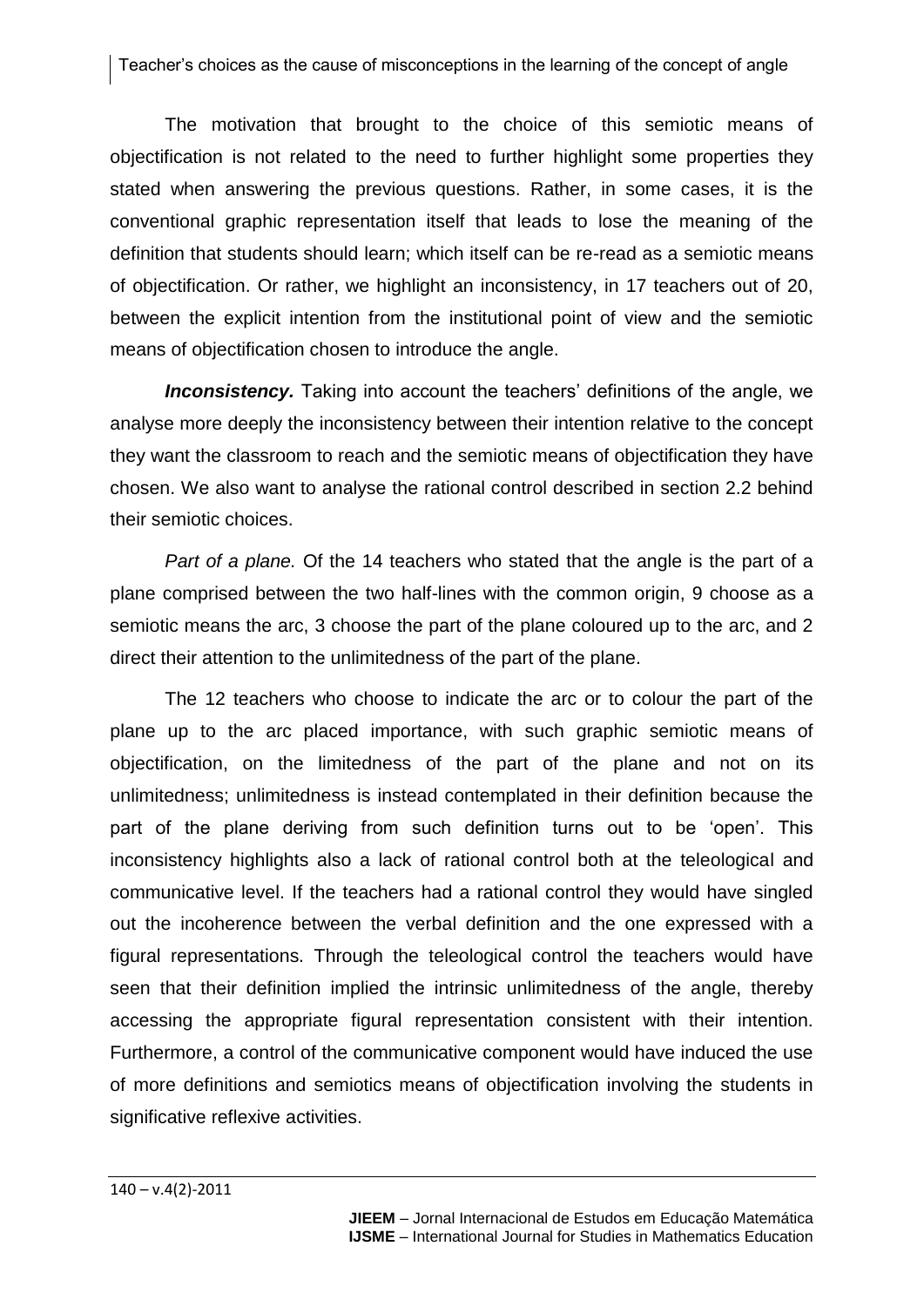The motivation that brought to the choice of this semiotic means of objectification is not related to the need to further highlight some properties they stated when answering the previous questions. Rather, in some cases, it is the conventional graphic representation itself that leads to lose the meaning of the definition that students should learn; which itself can be re-read as a semiotic means of objectification. Or rather, we highlight an inconsistency, in 17 teachers out of 20, between the explicit intention from the institutional point of view and the semiotic means of objectification chosen to introduce the angle.

***Inconsistency.*** Taking into account the teachers' definitions of the angle, we analyse more deeply the inconsistency between their intention relative to the concept they want the classroom to reach and the semiotic means of objectification they have chosen. We also want to analyse the rational control described in section 2.2 behind their semiotic choices.

*Part of a plane.* Of the 14 teachers who stated that the angle is the part of a plane comprised between the two half-lines with the common origin, 9 choose as a semiotic means the arc, 3 choose the part of the plane coloured up to the arc, and 2 direct their attention to the unlimitedness of the part of the plane.

The 12 teachers who choose to indicate the arc or to colour the part of the plane up to the arc placed importance, with such graphic semiotic means of objectification, on the limitedness of the part of the plane and not on its unlimitedness; unlimitedness is instead contemplated in their definition because the part of the plane deriving from such definition turns out to be 'open'. This inconsistency highlights also a lack of rational control both at the teleological and communicative level. If the teachers had a rational control they would have singled out the incoherence between the verbal definition and the one expressed with a figural representations. Through the teleological control the teachers would have seen that their definition implied the intrinsic unlimitedness of the angle, thereby accessing the appropriate figural representation consistent with their intention. Furthermore, a control of the communicative component would have induced the use of more definitions and semiotics means of objectification involving the students in significative reflexive activities.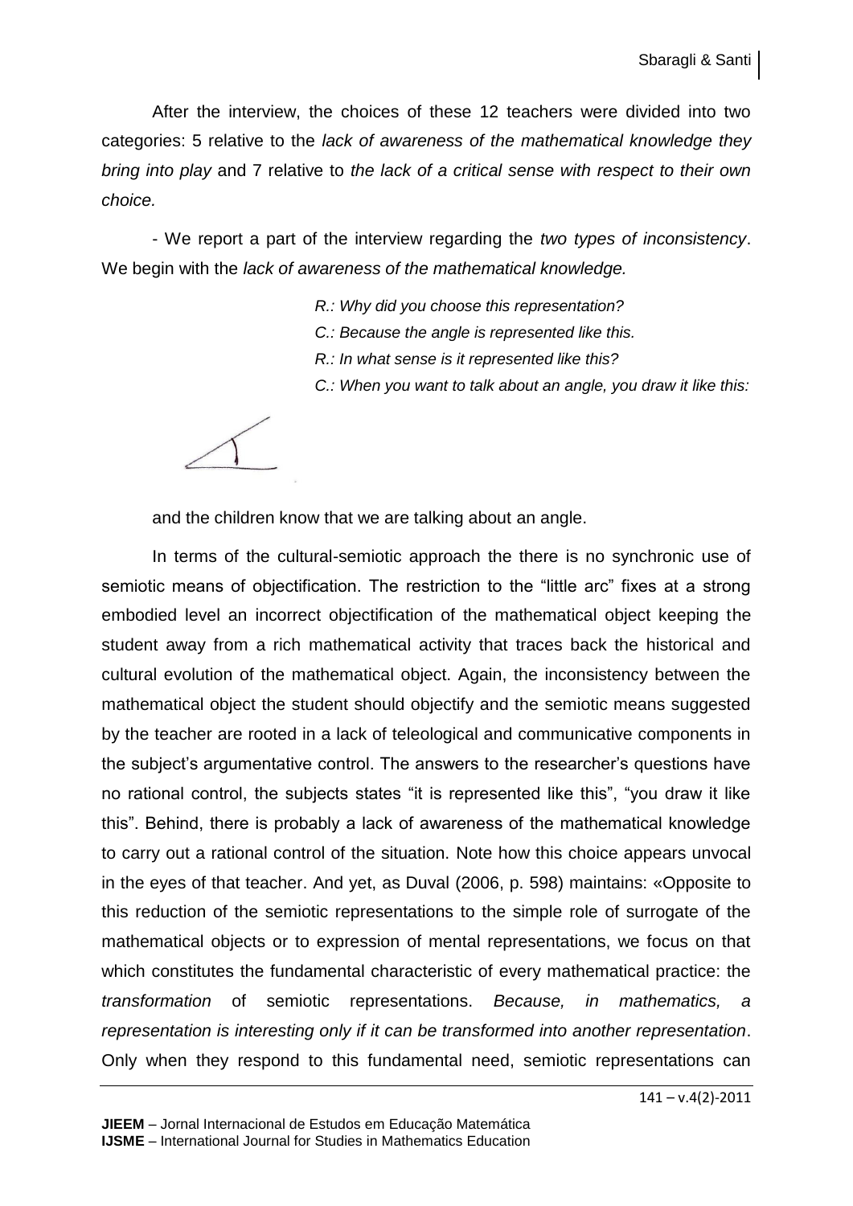After the interview, the choices of these 12 teachers were divided into two categories: 5 relative to the *lack of awareness of the mathematical knowledge they bring into play* and 7 relative to *the lack of a critical sense with respect to their own choice.*

- We report a part of the interview regarding the *two types of inconsistency*. We begin with the *lack of awareness of the mathematical knowledge.*

> *R.: Why did you choose this representation?*
> *C.: Because the angle is represented like this.*
> *R.: In what sense is it represented like this?*
> *C.: When you want to talk about an angle, you draw it like this:*

and the children know that we are talking about an angle.

In terms of the cultural-semiotic approach the there is no synchronic use of semiotic means of objectification. The restriction to the "little arc" fixes at a strong embodied level an incorrect objectification of the mathematical object keeping the student away from a rich mathematical activity that traces back the historical and cultural evolution of the mathematical object. Again, the inconsistency between the mathematical object the student should objectify and the semiotic means suggested by the teacher are rooted in a lack of teleological and communicative components in the subject's argumentative control. The answers to the researcher's questions have no rational control, the subjects states "it is represented like this", "you draw it like this". Behind, there is probably a lack of awareness of the mathematical knowledge to carry out a rational control of the situation. Note how this choice appears unvocal in the eyes of that teacher. And yet, as Duval (2006, p. 598) maintains: «Opposite to this reduction of the semiotic representations to the simple role of surrogate of the mathematical objects or to expression of mental representations, we focus on that which constitutes the fundamental characteristic of every mathematical practice: the *transformation* of semiotic representations. *Because, in mathematics, a representation is interesting only if it can be transformed into another representation*. Only when they respond to this fundamental need, semiotic representations can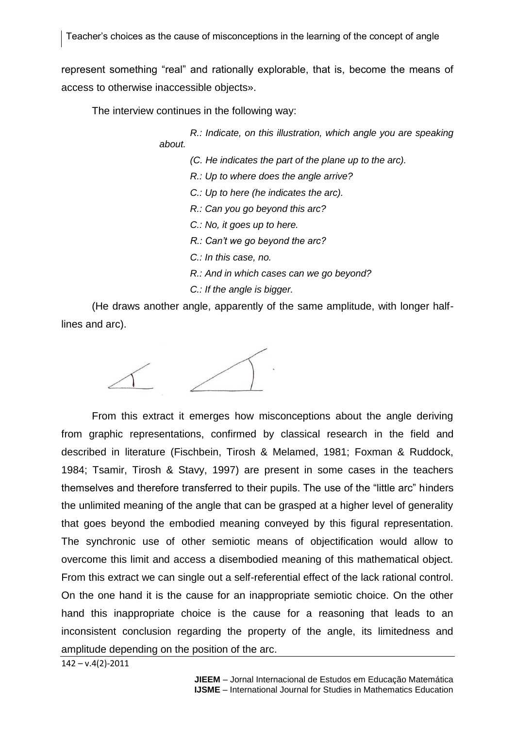represent something “real” and rationally explorable, that is, become the means of access to otherwise inaccessible objects».

The interview continues in the following way:

> *R.: Indicate, on this illustration, which angle you are speaking about.*
>
> *(C. He indicates the part of the plane up to the arc).*
>
> *R.: Up to where does the angle arrive?*
>
> *C.: Up to here (he indicates the arc).*
>
> *R.: Can you go beyond this arc?*
>
> *C.: No, it goes up to here.*
>
> *R.: Can’t we go beyond the arc?*
>
> *C.: In this case, no.*
>
> *R.: And in which cases can we go beyond?*
>
> *C.: If the angle is bigger.*

(He draws another angle, apparently of the same amplitude, with longer half-lines and arc).

From this extract it emerges how misconceptions about the angle deriving from graphic representations, confirmed by classical research in the field and described in literature (Fischbein, Tirosh & Melamed, 1981; Foxman & Ruddock, 1984; Tsamir, Tirosh & Stavy, 1997) are present in some cases in the teachers themselves and therefore transferred to their pupils. The use of the “little arc” hinders the unlimited meaning of the angle that can be grasped at a higher level of generality that goes beyond the embodied meaning conveyed by this figural representation. The synchronic use of other semiotic means of objectification would allow to overcome this limit and access a disembodied meaning of this mathematical object. From this extract we can single out a self-referential effect of the lack rational control. On the one hand it is the cause for an inappropriate semiotic choice. On the other hand this inappropriate choice is the cause for a reasoning that leads to an inconsistent conclusion regarding the property of the angle, its limitedness and amplitude depending on the position of the arc.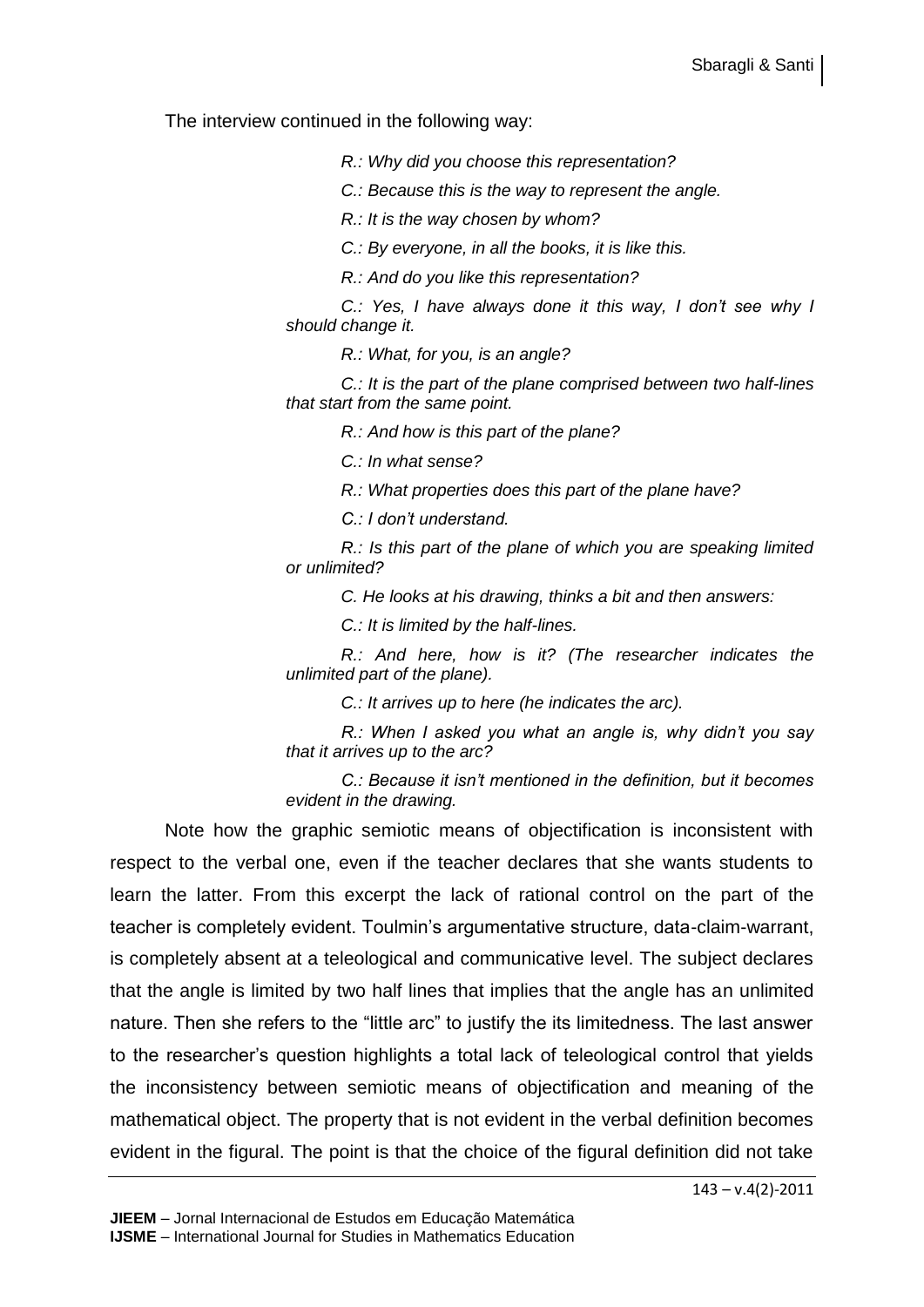The interview continued in the following way:

> *R.: Why did you choose this representation?*
>
> *C.: Because this is the way to represent the angle.*
>
> *R.: It is the way chosen by whom?*
>
> *C.: By everyone, in all the books, it is like this.*
>
> *R.: And do you like this representation?*
>
> *C.: Yes, I have always done it this way, I don't see why I should change it.*
>
> *R.: What, for you, is an angle?*
>
> *C.: It is the part of the plane comprised between two half-lines that start from the same point.*
>
> *R.: And how is this part of the plane?*
>
> *C.: In what sense?*
>
> *R.: What properties does this part of the plane have?*
>
> *C.: I don't understand.*
>
> *R.: Is this part of the plane of which you are speaking limited or unlimited?*
>
> *C. He looks at his drawing, thinks a bit and then answers:*
>
> *C.: It is limited by the half-lines.*
>
> *R.: And here, how is it? (The researcher indicates the unlimited part of the plane).*
>
> *C.: It arrives up to here (he indicates the arc).*
>
> *R.: When I asked you what an angle is, why didn't you say that it arrives up to the arc?*
>
> *C.: Because it isn't mentioned in the definition, but it becomes evident in the drawing.*

Note how the graphic semiotic means of objectification is inconsistent with respect to the verbal one, even if the teacher declares that she wants students to learn the latter. From this excerpt the lack of rational control on the part of the teacher is completely evident. Toulmin's argumentative structure, data-claim-warrant, is completely absent at a teleological and communicative level. The subject declares that the angle is limited by two half lines that implies that the angle has an unlimited nature. Then she refers to the "little arc" to justify the its limitedness. The last answer to the researcher's question highlights a total lack of teleological control that yields the inconsistency between semiotic means of objectification and meaning of the mathematical object. The property that is not evident in the verbal definition becomes evident in the figural. The point is that the choice of the figural definition did not take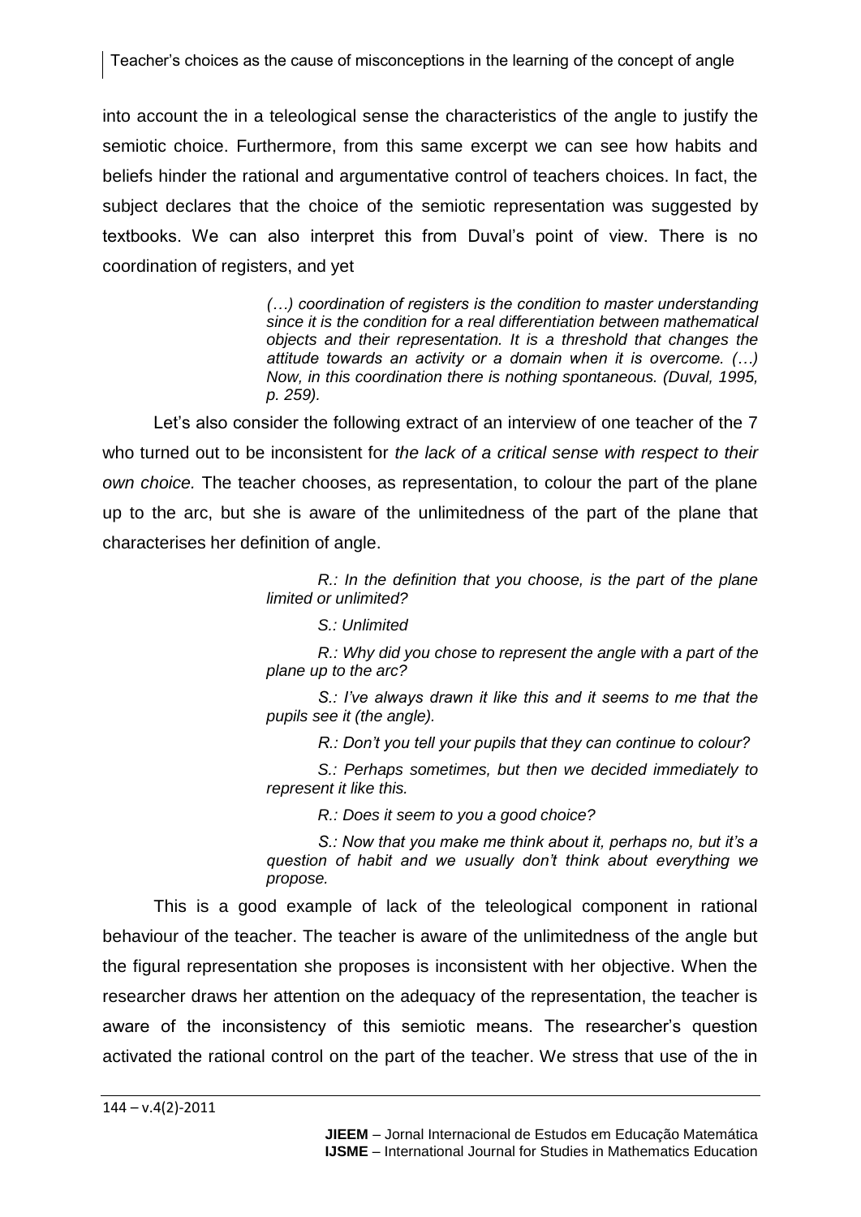into account the in a teleological sense the characteristics of the angle to justify the semiotic choice. Furthermore, from this same excerpt we can see how habits and beliefs hinder the rational and argumentative control of teachers choices. In fact, the subject declares that the choice of the semiotic representation was suggested by textbooks. We can also interpret this from Duval's point of view. There is no coordination of registers, and yet

> *(…) coordination of registers is the condition to master understanding since it is the condition for a real differentiation between mathematical objects and their representation. It is a threshold that changes the attitude towards an activity or a domain when it is overcome. (…) Now, in this coordination there is nothing spontaneous. (Duval, 1995, p. 259).*

Let's also consider the following extract of an interview of one teacher of the 7 who turned out to be inconsistent for *the lack of a critical sense with respect to their own choice.* The teacher chooses, as representation, to colour the part of the plane up to the arc, but she is aware of the unlimitedness of the part of the plane that characterises her definition of angle.

> *R.: In the definition that you choose, is the part of the plane limited or unlimited?*
>
> *S.: Unlimited*
>
> *R.: Why did you chose to represent the angle with a part of the plane up to the arc?*
>
> *S.: I've always drawn it like this and it seems to me that the pupils see it (the angle).*
>
> *R.: Don't you tell your pupils that they can continue to colour?*
>
> *S.: Perhaps sometimes, but then we decided immediately to represent it like this.*
>
> *R.: Does it seem to you a good choice?*
>
> *S.: Now that you make me think about it, perhaps no, but it's a question of habit and we usually don't think about everything we propose.*

This is a good example of lack of the teleological component in rational behaviour of the teacher. The teacher is aware of the unlimitedness of the angle but the figural representation she proposes is inconsistent with her objective. When the researcher draws her attention on the adequacy of the representation, the teacher is aware of the inconsistency of this semiotic means. The researcher's question activated the rational control on the part of the teacher. We stress that use of the in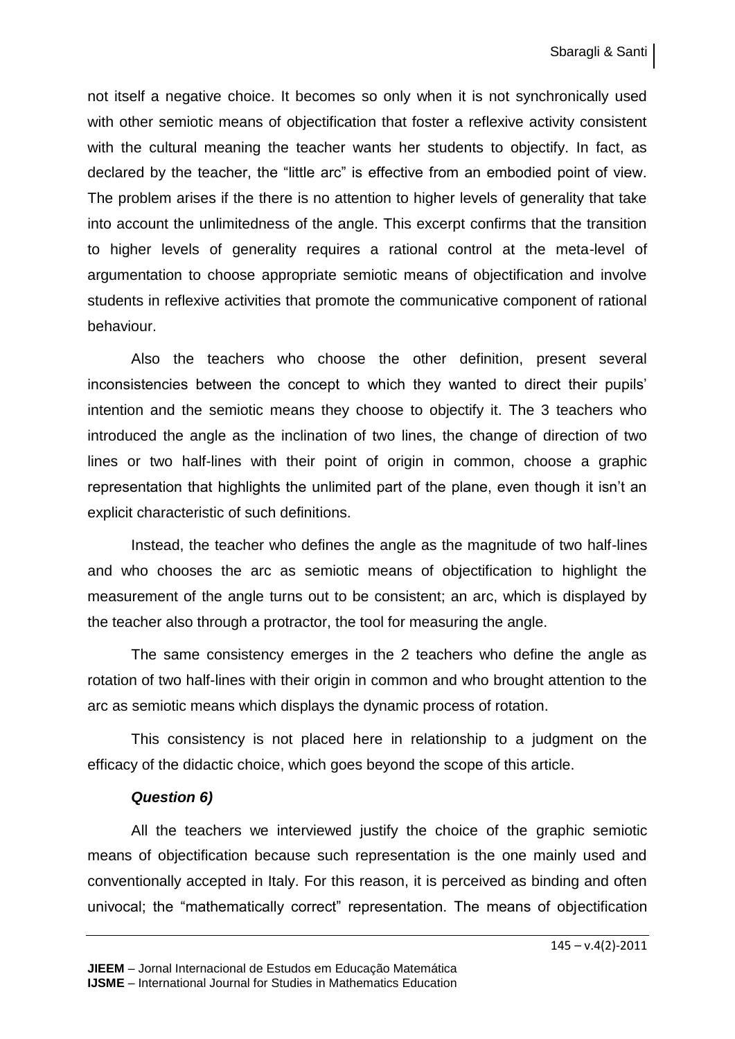not itself a negative choice. It becomes so only when it is not synchronically used with other semiotic means of objectification that foster a reflexive activity consistent with the cultural meaning the teacher wants her students to objectify. In fact, as declared by the teacher, the "little arc" is effective from an embodied point of view. The problem arises if the there is no attention to higher levels of generality that take into account the unlimitedness of the angle. This excerpt confirms that the transition to higher levels of generality requires a rational control at the meta-level of argumentation to choose appropriate semiotic means of objectification and involve students in reflexive activities that promote the communicative component of rational behaviour.

Also the teachers who choose the other definition, present several inconsistencies between the concept to which they wanted to direct their pupils' intention and the semiotic means they choose to objectify it. The 3 teachers who introduced the angle as the inclination of two lines, the change of direction of two lines or two half-lines with their point of origin in common, choose a graphic representation that highlights the unlimited part of the plane, even though it isn't an explicit characteristic of such definitions.

Instead, the teacher who defines the angle as the magnitude of two half-lines and who chooses the arc as semiotic means of objectification to highlight the measurement of the angle turns out to be consistent; an arc, which is displayed by the teacher also through a protractor, the tool for measuring the angle.

The same consistency emerges in the 2 teachers who define the angle as rotation of two half-lines with their origin in common and who brought attention to the arc as semiotic means which displays the dynamic process of rotation.

This consistency is not placed here in relationship to a judgment on the efficacy of the didactic choice, which goes beyond the scope of this article.

***Question 6)***

All the teachers we interviewed justify the choice of the graphic semiotic means of objectification because such representation is the one mainly used and conventionally accepted in Italy. For this reason, it is perceived as binding and often univocal; the "mathematically correct" representation. The means of objectification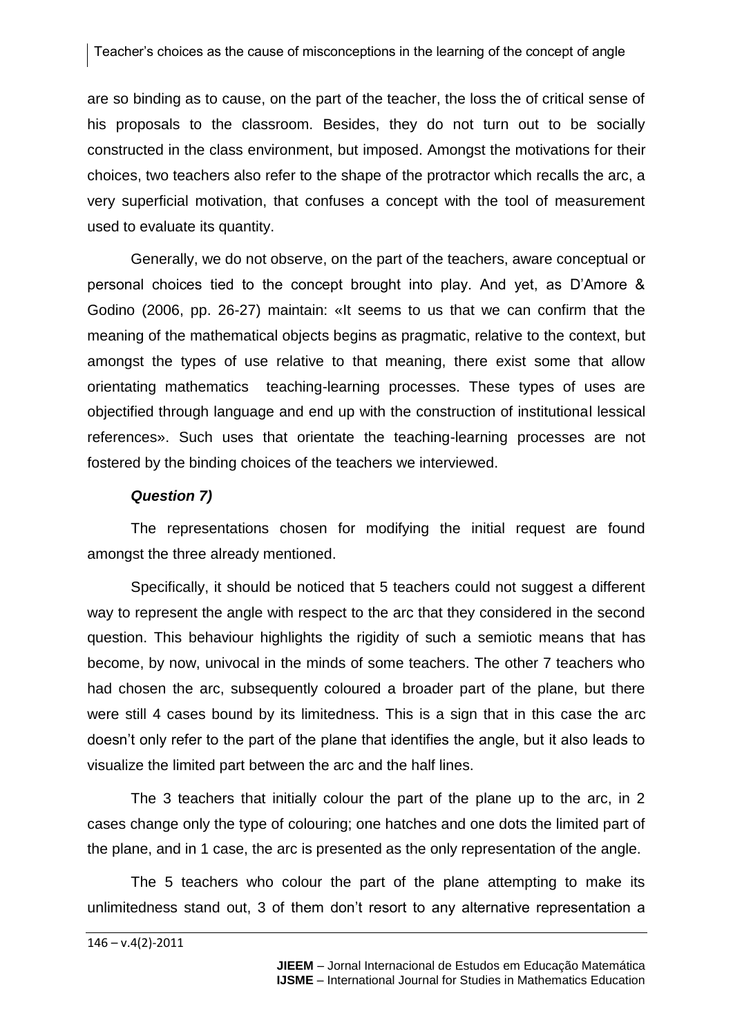are so binding as to cause, on the part of the teacher, the loss the of critical sense of his proposals to the classroom. Besides, they do not turn out to be socially constructed in the class environment, but imposed. Amongst the motivations for their choices, two teachers also refer to the shape of the protractor which recalls the arc, a very superficial motivation, that confuses a concept with the tool of measurement used to evaluate its quantity.

Generally, we do not observe, on the part of the teachers, aware conceptual or personal choices tied to the concept brought into play. And yet, as D'Amore & Godino (2006, pp. 26-27) maintain: «It seems to us that we can confirm that the meaning of the mathematical objects begins as pragmatic, relative to the context, but amongst the types of use relative to that meaning, there exist some that allow orientating mathematics teaching-learning processes. These types of uses are objectified through language and end up with the construction of institutional lessical references». Such uses that orientate the teaching-learning processes are not fostered by the binding choices of the teachers we interviewed.

***Question 7)***

The representations chosen for modifying the initial request are found amongst the three already mentioned.

Specifically, it should be noticed that 5 teachers could not suggest a different way to represent the angle with respect to the arc that they considered in the second question. This behaviour highlights the rigidity of such a semiotic means that has become, by now, univocal in the minds of some teachers. The other 7 teachers who had chosen the arc, subsequently coloured a broader part of the plane, but there were still 4 cases bound by its limitedness. This is a sign that in this case the arc doesn't only refer to the part of the plane that identifies the angle, but it also leads to visualize the limited part between the arc and the half lines.

The 3 teachers that initially colour the part of the plane up to the arc, in 2 cases change only the type of colouring; one hatches and one dots the limited part of the plane, and in 1 case, the arc is presented as the only representation of the angle.

The 5 teachers who colour the part of the plane attempting to make its unlimitedness stand out, 3 of them don't resort to any alternative representation a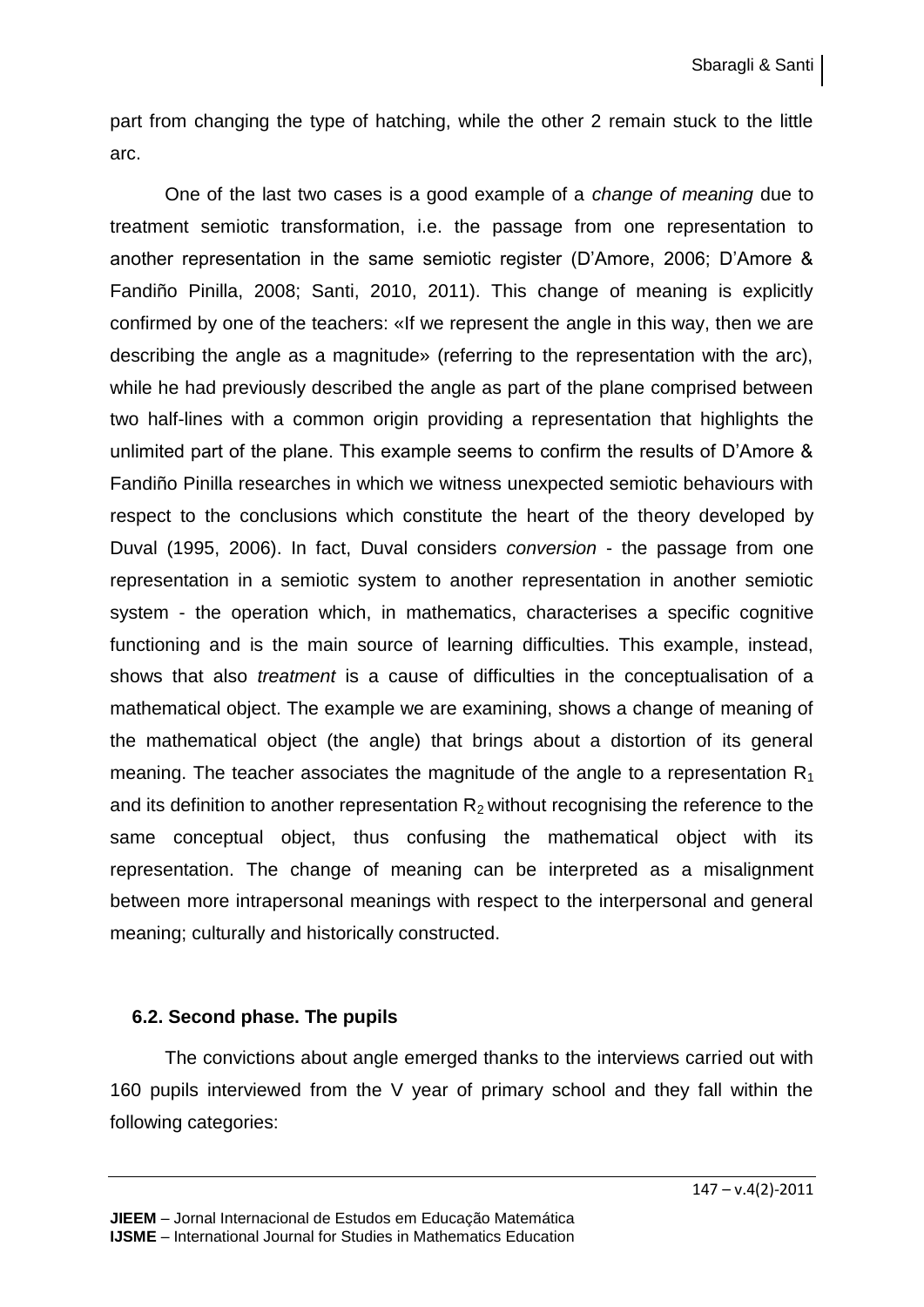part from changing the type of hatching, while the other 2 remain stuck to the little arc.

One of the last two cases is a good example of a *change of meaning* due to treatment semiotic transformation, i.e. the passage from one representation to another representation in the same semiotic register (D'Amore, 2006; D'Amore & Fandiño Pinilla, 2008; Santi, 2010, 2011). This change of meaning is explicitly confirmed by one of the teachers: «If we represent the angle in this way, then we are describing the angle as a magnitude» (referring to the representation with the arc), while he had previously described the angle as part of the plane comprised between two half-lines with a common origin providing a representation that highlights the unlimited part of the plane. This example seems to confirm the results of D'Amore & Fandiño Pinilla researches in which we witness unexpected semiotic behaviours with respect to the conclusions which constitute the heart of the theory developed by Duval (1995, 2006). In fact, Duval considers *conversion* - the passage from one representation in a semiotic system to another representation in another semiotic system - the operation which, in mathematics, characterises a specific cognitive functioning and is the main source of learning difficulties. This example, instead, shows that also *treatment* is a cause of difficulties in the conceptualisation of a mathematical object. The example we are examining, shows a change of meaning of the mathematical object (the angle) that brings about a distortion of its general meaning. The teacher associates the magnitude of the angle to a representation $R_1$ and its definition to another representation $R_2$ without recognising the reference to the same conceptual object, thus confusing the mathematical object with its representation. The change of meaning can be interpreted as a misalignment between more intrapersonal meanings with respect to the interpersonal and general meaning; culturally and historically constructed.

### 6.2. Second phase. The pupils

The convictions about angle emerged thanks to the interviews carried out with 160 pupils interviewed from the V year of primary school and they fall within the following categories: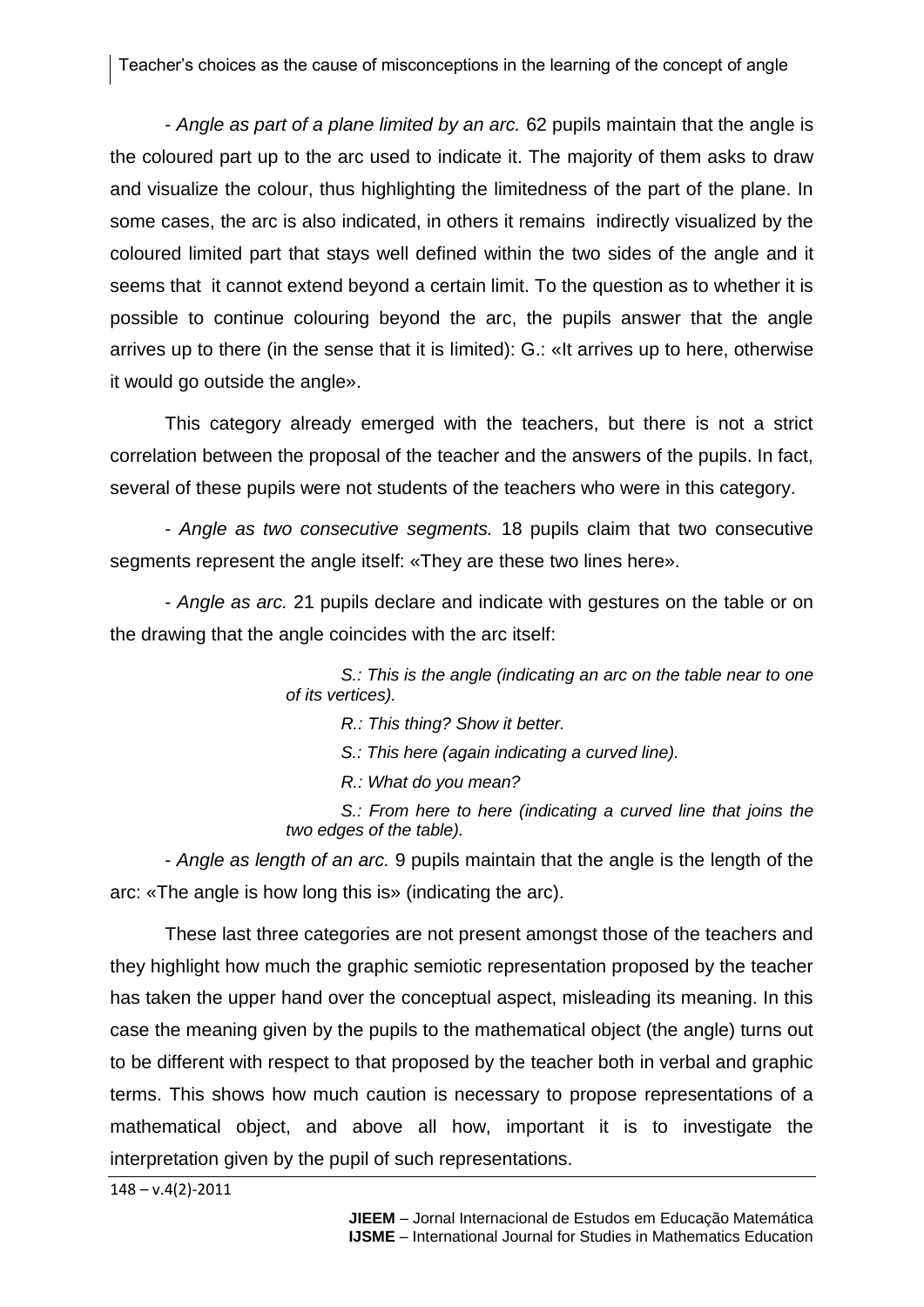- *Angle as part of a plane limited by an arc.* 62 pupils maintain that the angle is the coloured part up to the arc used to indicate it. The majority of them asks to draw and visualize the colour, thus highlighting the limitedness of the part of the plane. In some cases, the arc is also indicated, in others it remains indirectly visualized by the coloured limited part that stays well defined within the two sides of the angle and it seems that it cannot extend beyond a certain limit. To the question as to whether it is possible to continue colouring beyond the arc, the pupils answer that the angle arrives up to there (in the sense that it is limited): G.: «It arrives up to here, otherwise it would go outside the angle».

This category already emerged with the teachers, but there is not a strict correlation between the proposal of the teacher and the answers of the pupils. In fact, several of these pupils were not students of the teachers who were in this category.

- *Angle as two consecutive segments.* 18 pupils claim that two consecutive segments represent the angle itself: «They are these two lines here».

- *Angle as arc.* 21 pupils declare and indicate with gestures on the table or on the drawing that the angle coincides with the arc itself:

> *S.: This is the angle (indicating an arc on the table near to one of its vertices).*
>
> *R.: This thing? Show it better.*
>
> *S.: This here (again indicating a curved line).*
>
> *R.: What do you mean?*
>
> *S.: From here to here (indicating a curved line that joins the two edges of the table).*

- *Angle as length of an arc.* 9 pupils maintain that the angle is the length of the arc: «The angle is how long this is» (indicating the arc).

These last three categories are not present amongst those of the teachers and they highlight how much the graphic semiotic representation proposed by the teacher has taken the upper hand over the conceptual aspect, misleading its meaning. In this case the meaning given by the pupils to the mathematical object (the angle) turns out to be different with respect to that proposed by the teacher both in verbal and graphic terms. This shows how much caution is necessary to propose representations of a mathematical object, and above all how, important it is to investigate the interpretation given by the pupil of such representations.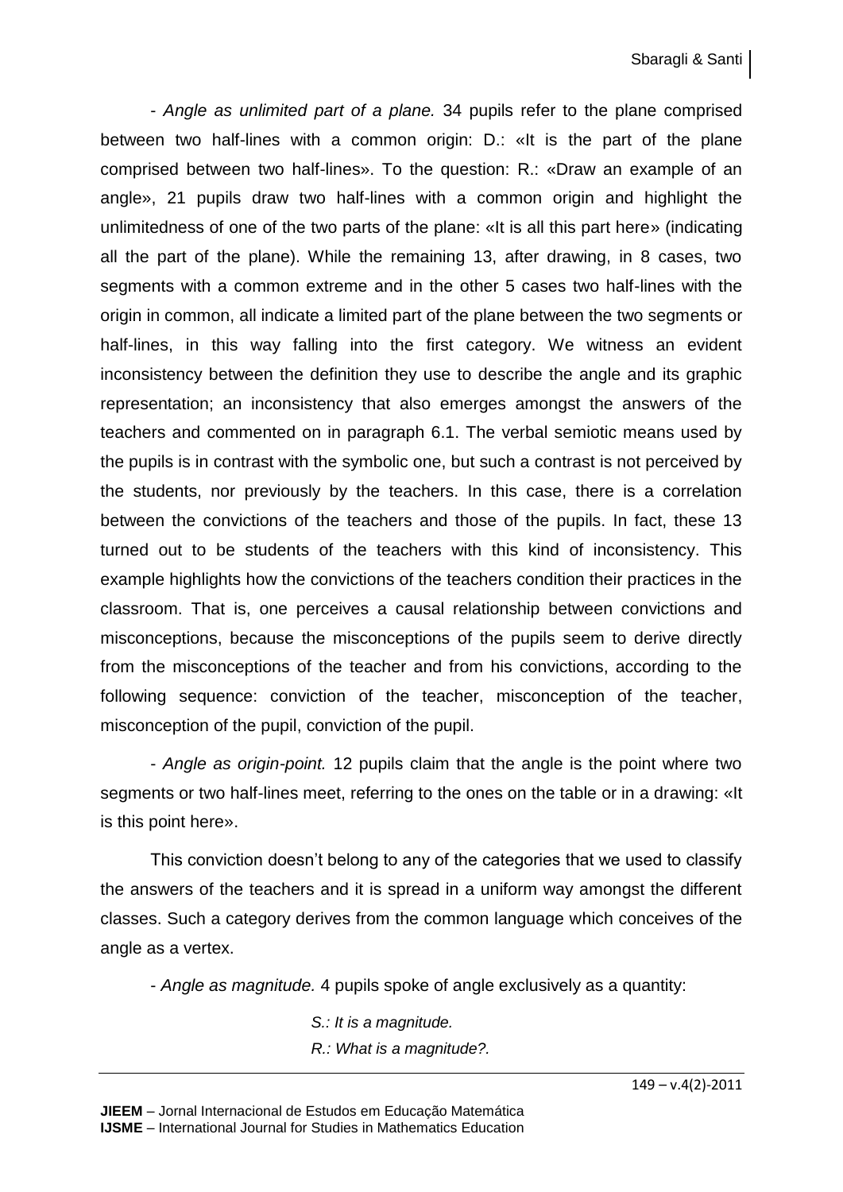- *Angle as unlimited part of a plane.* 34 pupils refer to the plane comprised between two half-lines with a common origin: D.: «It is the part of the plane comprised between two half-lines». To the question: R.: «Draw an example of an angle», 21 pupils draw two half-lines with a common origin and highlight the unlimitedness of one of the two parts of the plane: «It is all this part here» (indicating all the part of the plane). While the remaining 13, after drawing, in 8 cases, two segments with a common extreme and in the other 5 cases two half-lines with the origin in common, all indicate a limited part of the plane between the two segments or half-lines, in this way falling into the first category. We witness an evident inconsistency between the definition they use to describe the angle and its graphic representation; an inconsistency that also emerges amongst the answers of the teachers and commented on in paragraph 6.1. The verbal semiotic means used by the pupils is in contrast with the symbolic one, but such a contrast is not perceived by the students, nor previously by the teachers. In this case, there is a correlation between the convictions of the teachers and those of the pupils. In fact, these 13 turned out to be students of the teachers with this kind of inconsistency. This example highlights how the convictions of the teachers condition their practices in the classroom. That is, one perceives a causal relationship between convictions and misconceptions, because the misconceptions of the pupils seem to derive directly from the misconceptions of the teacher and from his convictions, according to the following sequence: conviction of the teacher, misconception of the teacher, misconception of the pupil, conviction of the pupil.

- *Angle as origin-point.* 12 pupils claim that the angle is the point where two segments or two half-lines meet, referring to the ones on the table or in a drawing: «It is this point here».

This conviction doesn't belong to any of the categories that we used to classify the answers of the teachers and it is spread in a uniform way amongst the different classes. Such a category derives from the common language which conceives of the angle as a vertex.

- *Angle as magnitude.* 4 pupils spoke of angle exclusively as a quantity:

> *S.: It is a magnitude.*
> *R.: What is a magnitude?.*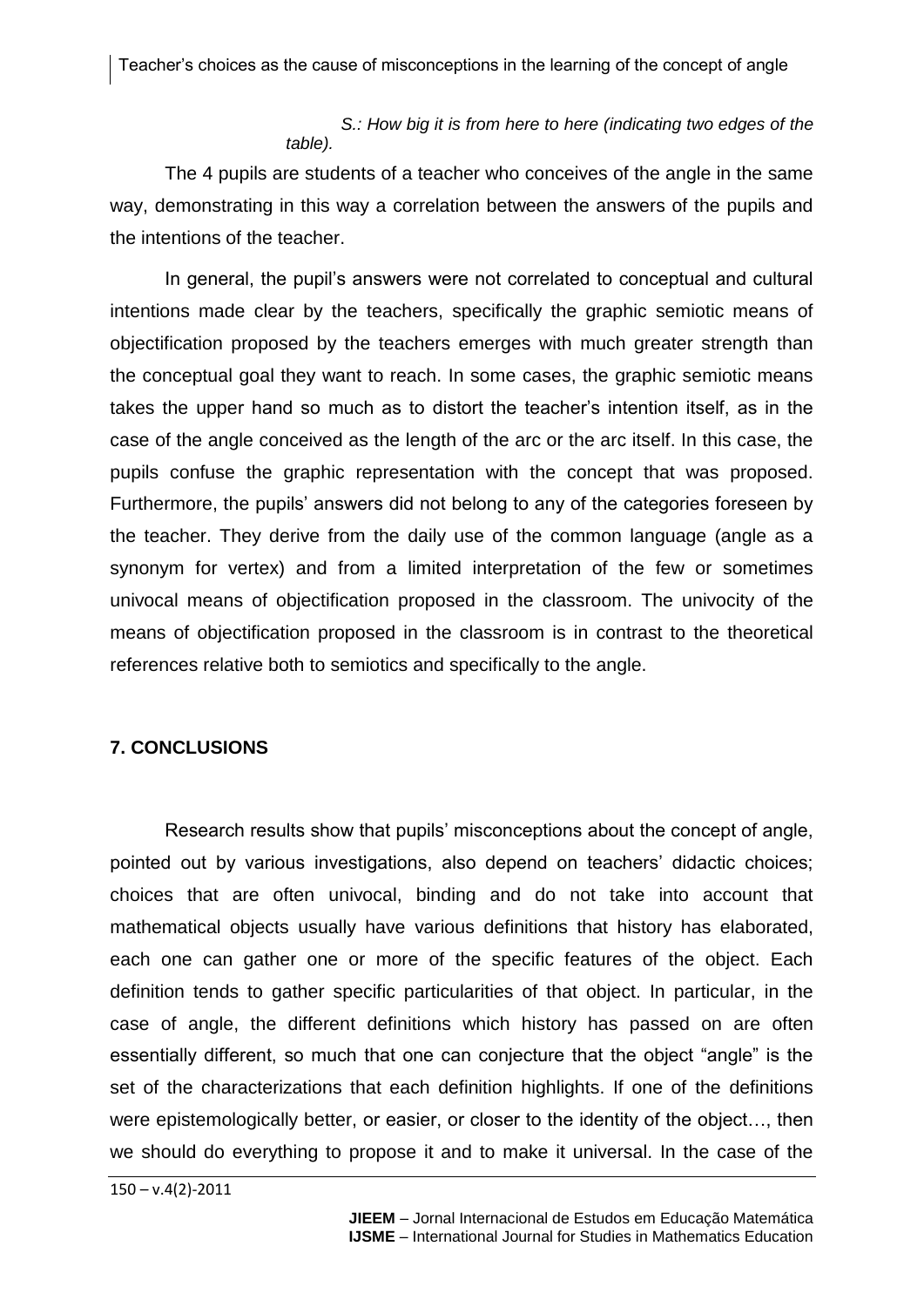*S.: How big it is from here to here (indicating two edges of the table).*

The 4 pupils are students of a teacher who conceives of the angle in the same way, demonstrating in this way a correlation between the answers of the pupils and the intentions of the teacher.

In general, the pupil's answers were not correlated to conceptual and cultural intentions made clear by the teachers, specifically the graphic semiotic means of objectification proposed by the teachers emerges with much greater strength than the conceptual goal they want to reach. In some cases, the graphic semiotic means takes the upper hand so much as to distort the teacher's intention itself, as in the case of the angle conceived as the length of the arc or the arc itself. In this case, the pupils confuse the graphic representation with the concept that was proposed. Furthermore, the pupils' answers did not belong to any of the categories foreseen by the teacher. They derive from the daily use of the common language (angle as a synonym for vertex) and from a limited interpretation of the few or sometimes univocal means of objectification proposed in the classroom. The univocity of the means of objectification proposed in the classroom is in contrast to the theoretical references relative both to semiotics and specifically to the angle.

## 7. CONCLUSIONS

Research results show that pupils' misconceptions about the concept of angle, pointed out by various investigations, also depend on teachers' didactic choices; choices that are often univocal, binding and do not take into account that mathematical objects usually have various definitions that history has elaborated, each one can gather one or more of the specific features of the object. Each definition tends to gather specific particularities of that object. In particular, in the case of angle, the different definitions which history has passed on are often essentially different, so much that one can conjecture that the object "angle" is the set of the characterizations that each definition highlights. If one of the definitions were epistemologically better, or easier, or closer to the identity of the object…, then we should do everything to propose it and to make it universal. In the case of the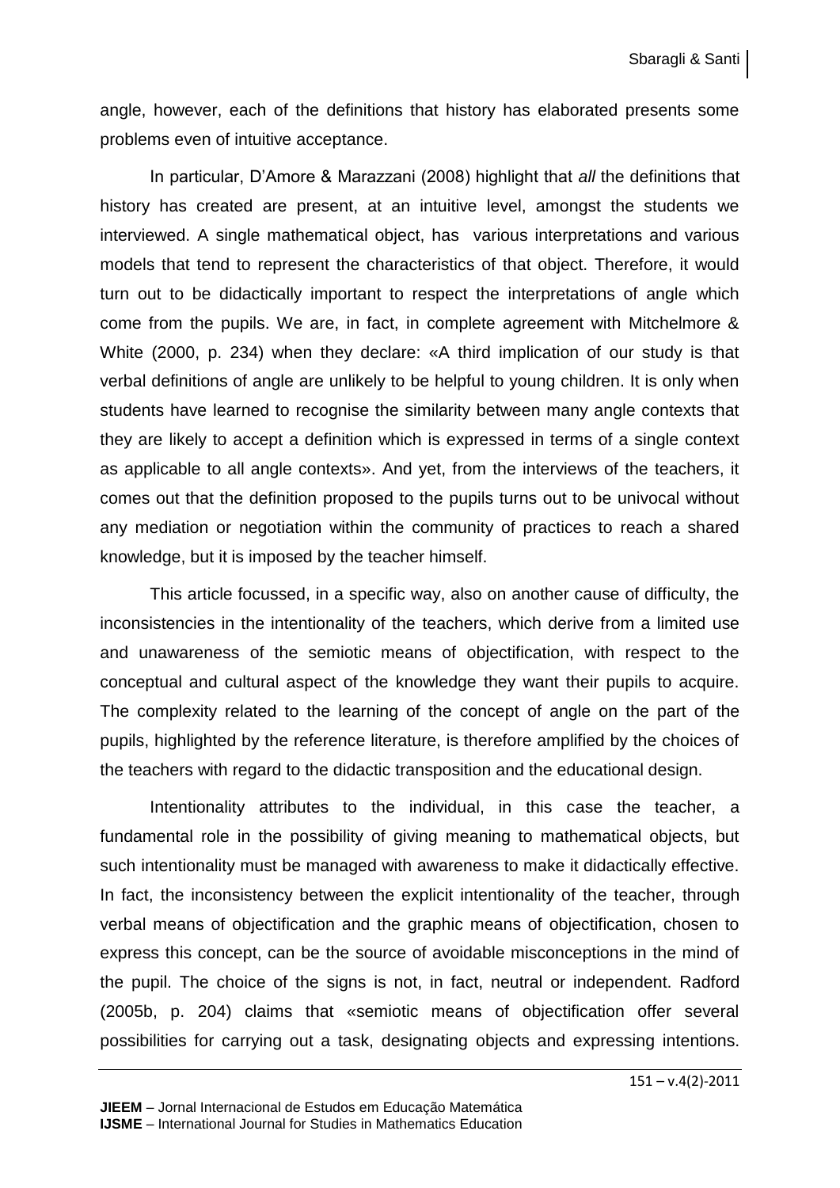angle, however, each of the definitions that history has elaborated presents some problems even of intuitive acceptance.

In particular, D'Amore & Marazzani (2008) highlight that *all* the definitions that history has created are present, at an intuitive level, amongst the students we interviewed. A single mathematical object, has various interpretations and various models that tend to represent the characteristics of that object. Therefore, it would turn out to be didactically important to respect the interpretations of angle which come from the pupils. We are, in fact, in complete agreement with Mitchelmore & White (2000, p. 234) when they declare: «A third implication of our study is that verbal definitions of angle are unlikely to be helpful to young children. It is only when students have learned to recognise the similarity between many angle contexts that they are likely to accept a definition which is expressed in terms of a single context as applicable to all angle contexts». And yet, from the interviews of the teachers, it comes out that the definition proposed to the pupils turns out to be univocal without any mediation or negotiation within the community of practices to reach a shared knowledge, but it is imposed by the teacher himself.

This article focussed, in a specific way, also on another cause of difficulty, the inconsistencies in the intentionality of the teachers, which derive from a limited use and unawareness of the semiotic means of objectification, with respect to the conceptual and cultural aspect of the knowledge they want their pupils to acquire. The complexity related to the learning of the concept of angle on the part of the pupils, highlighted by the reference literature, is therefore amplified by the choices of the teachers with regard to the didactic transposition and the educational design.

Intentionality attributes to the individual, in this case the teacher, a fundamental role in the possibility of giving meaning to mathematical objects, but such intentionality must be managed with awareness to make it didactically effective. In fact, the inconsistency between the explicit intentionality of the teacher, through verbal means of objectification and the graphic means of objectification, chosen to express this concept, can be the source of avoidable misconceptions in the mind of the pupil. The choice of the signs is not, in fact, neutral or independent. Radford (2005b, p. 204) claims that «semiotic means of objectification offer several possibilities for carrying out a task, designating objects and expressing intentions.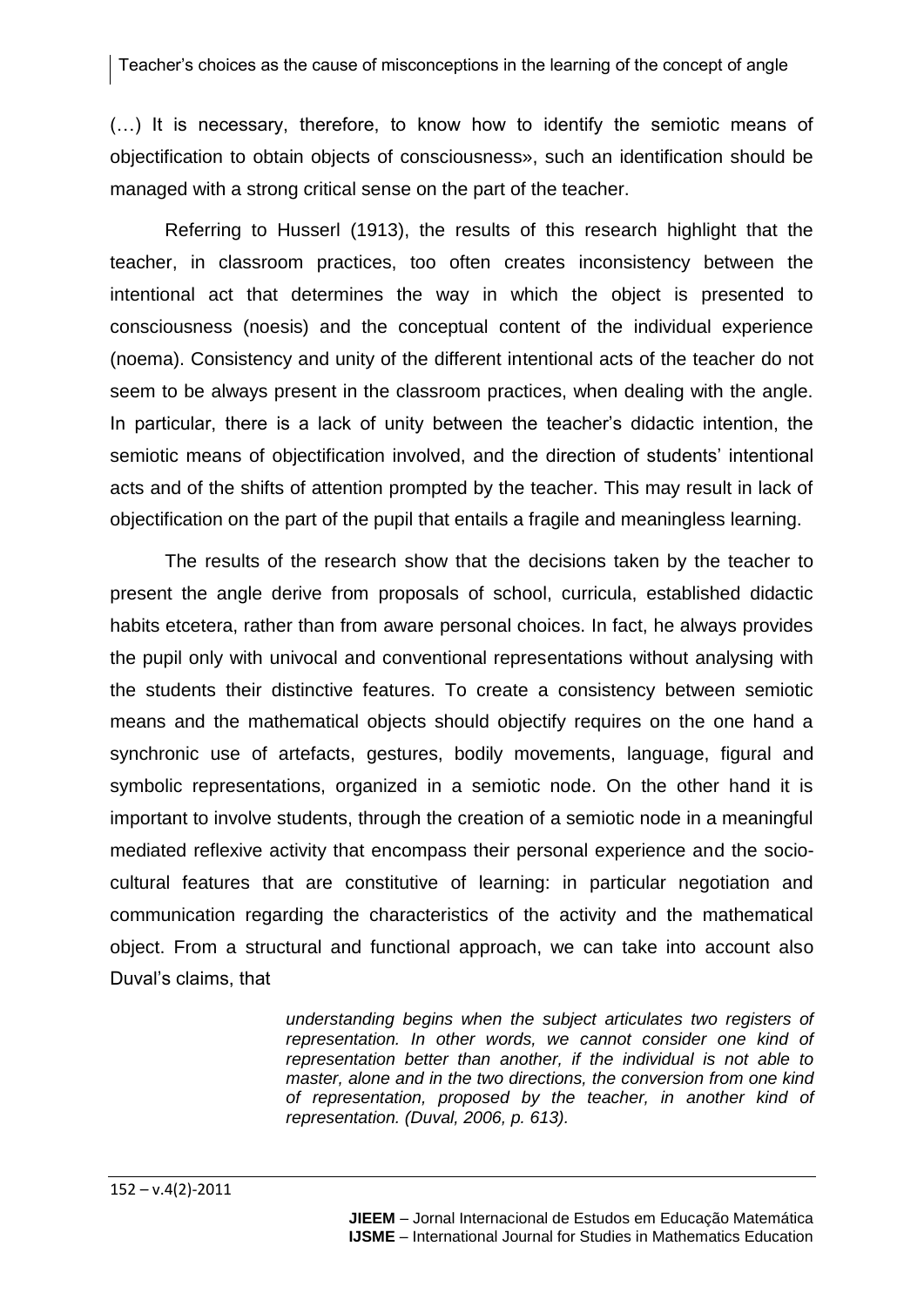(…) It is necessary, therefore, to know how to identify the semiotic means of objectification to obtain objects of consciousness», such an identification should be managed with a strong critical sense on the part of the teacher.

Referring to Husserl (1913), the results of this research highlight that the teacher, in classroom practices, too often creates inconsistency between the intentional act that determines the way in which the object is presented to consciousness (noesis) and the conceptual content of the individual experience (noema). Consistency and unity of the different intentional acts of the teacher do not seem to be always present in the classroom practices, when dealing with the angle. In particular, there is a lack of unity between the teacher's didactic intention, the semiotic means of objectification involved, and the direction of students' intentional acts and of the shifts of attention prompted by the teacher. This may result in lack of objectification on the part of the pupil that entails a fragile and meaningless learning.

The results of the research show that the decisions taken by the teacher to present the angle derive from proposals of school, curricula, established didactic habits etcetera, rather than from aware personal choices. In fact, he always provides the pupil only with univocal and conventional representations without analysing with the students their distinctive features. To create a consistency between semiotic means and the mathematical objects should objectify requires on the one hand a synchronic use of artefacts, gestures, bodily movements, language, figural and symbolic representations, organized in a semiotic node. On the other hand it is important to involve students, through the creation of a semiotic node in a meaningful mediated reflexive activity that encompass their personal experience and the socio-cultural features that are constitutive of learning: in particular negotiation and communication regarding the characteristics of the activity and the mathematical object. From a structural and functional approach, we can take into account also Duval's claims, that

> *understanding begins when the subject articulates two registers of representation. In other words, we cannot consider one kind of representation better than another, if the individual is not able to master, alone and in the two directions, the conversion from one kind of representation, proposed by the teacher, in another kind of representation. (Duval, 2006, p. 613).*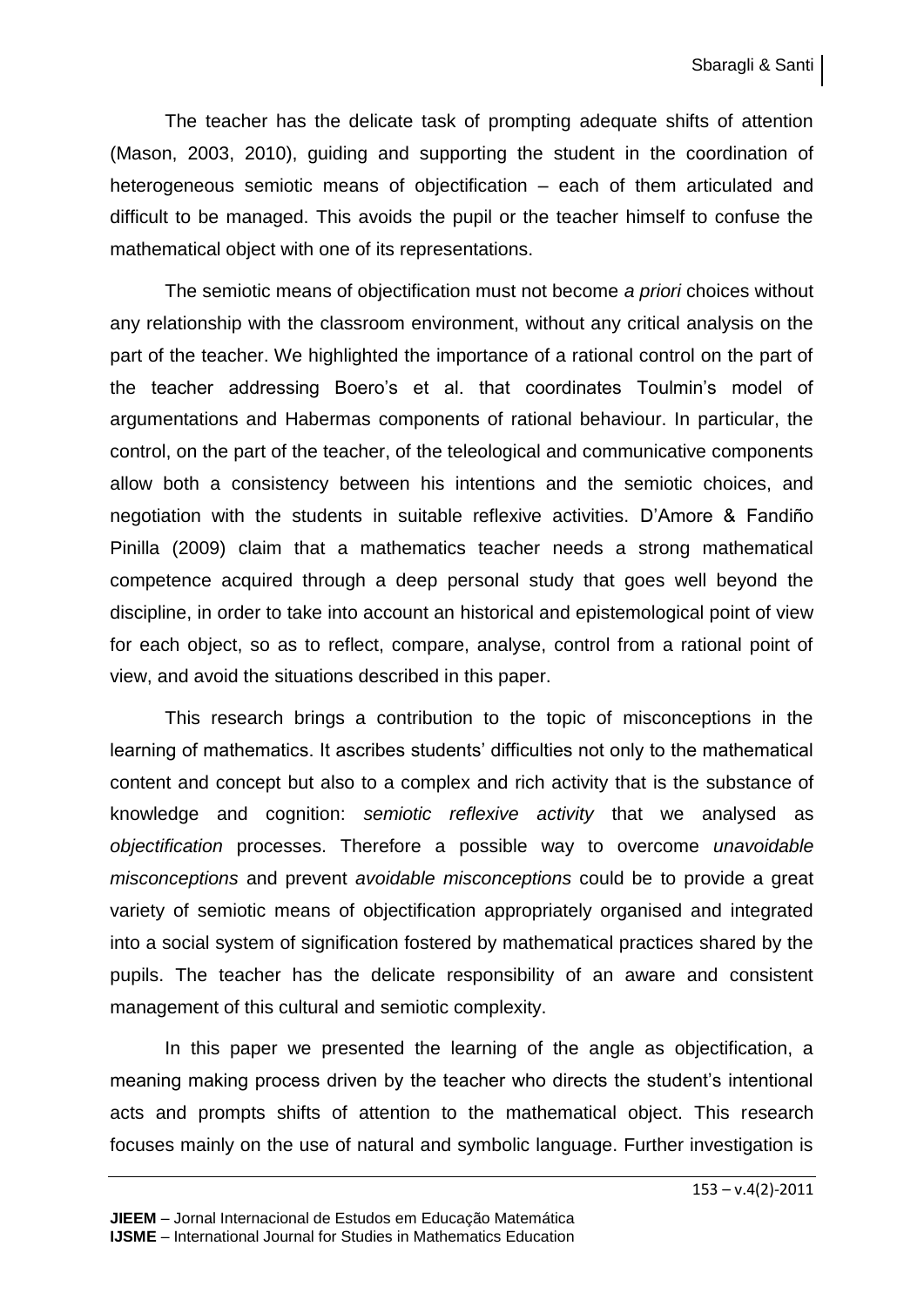The teacher has the delicate task of prompting adequate shifts of attention (Mason, 2003, 2010), guiding and supporting the student in the coordination of heterogeneous semiotic means of objectification – each of them articulated and difficult to be managed. This avoids the pupil or the teacher himself to confuse the mathematical object with one of its representations.

The semiotic means of objectification must not become *a priori* choices without any relationship with the classroom environment, without any critical analysis on the part of the teacher. We highlighted the importance of a rational control on the part of the teacher addressing Boero's et al. that coordinates Toulmin's model of argumentations and Habermas components of rational behaviour. In particular, the control, on the part of the teacher, of the teleological and communicative components allow both a consistency between his intentions and the semiotic choices, and negotiation with the students in suitable reflexive activities. D'Amore & Fandiño Pinilla (2009) claim that a mathematics teacher needs a strong mathematical competence acquired through a deep personal study that goes well beyond the discipline, in order to take into account an historical and epistemological point of view for each object, so as to reflect, compare, analyse, control from a rational point of view, and avoid the situations described in this paper.

This research brings a contribution to the topic of misconceptions in the learning of mathematics. It ascribes students' difficulties not only to the mathematical content and concept but also to a complex and rich activity that is the substance of knowledge and cognition: *semiotic reflexive activity* that we analysed as *objectification* processes. Therefore a possible way to overcome *unavoidable misconceptions* and prevent *avoidable misconceptions* could be to provide a great variety of semiotic means of objectification appropriately organised and integrated into a social system of signification fostered by mathematical practices shared by the pupils. The teacher has the delicate responsibility of an aware and consistent management of this cultural and semiotic complexity.

In this paper we presented the learning of the angle as objectification, a meaning making process driven by the teacher who directs the student's intentional acts and prompts shifts of attention to the mathematical object. This research focuses mainly on the use of natural and symbolic language. Further investigation is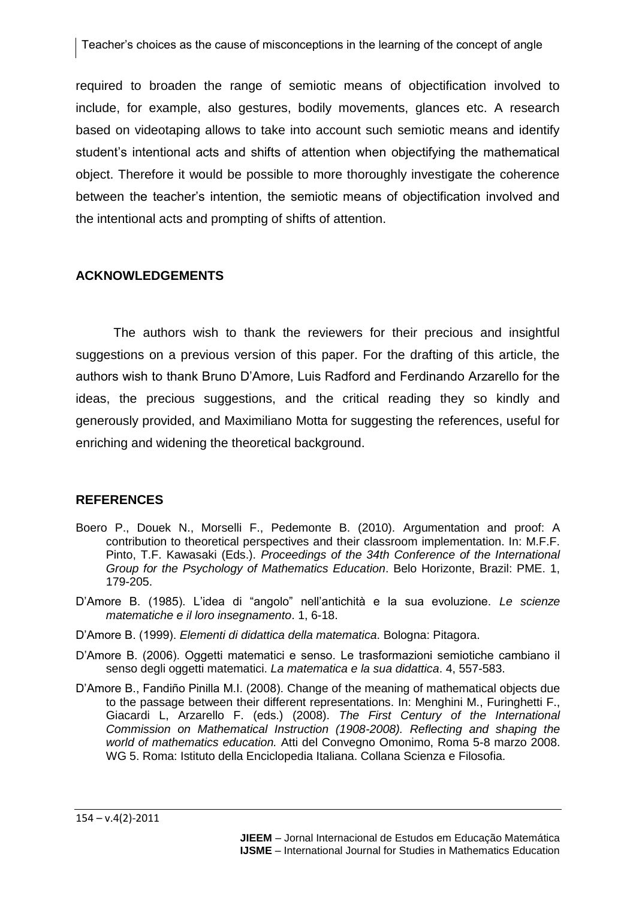required to broaden the range of semiotic means of objectification involved to include, for example, also gestures, bodily movements, glances etc. A research based on videotaping allows to take into account such semiotic means and identify student's intentional acts and shifts of attention when objectifying the mathematical object. Therefore it would be possible to more thoroughly investigate the coherence between the teacher's intention, the semiotic means of objectification involved and the intentional acts and prompting of shifts of attention.

## ACKNOWLEDGEMENTS

The authors wish to thank the reviewers for their precious and insightful suggestions on a previous version of this paper. For the drafting of this article, the authors wish to thank Bruno D'Amore, Luis Radford and Ferdinando Arzarello for the ideas, the precious suggestions, and the critical reading they so kindly and generously provided, and Maximiliano Motta for suggesting the references, useful for enriching and widening the theoretical background.

## REFERENCES

Boero P., Douek N., Morselli F., Pedemonte B. (2010). Argumentation and proof: A contribution to theoretical perspectives and their classroom implementation. In: M.F.F. Pinto, T.F. Kawasaki (Eds.). *Proceedings of the 34th Conference of the International Group for the Psychology of Mathematics Education*. Belo Horizonte, Brazil: PME. 1, 179-205.

D'Amore B. (1985). L'idea di "angolo" nell'antichità e la sua evoluzione. *Le scienze matematiche e il loro insegnamento*. 1, 6-18.

D'Amore B. (1999). *Elementi di didattica della matematica*. Bologna: Pitagora.

D'Amore B. (2006). Oggetti matematici e senso. Le trasformazioni semiotiche cambiano il senso degli oggetti matematici. *La matematica e la sua didattica*. 4, 557-583.

D'Amore B., Fandiño Pinilla M.I. (2008). Change of the meaning of mathematical objects due to the passage between their different representations. In: Menghini M., Furinghetti F., Giacardi L, Arzarello F. (eds.) (2008). *The First Century of the International Commission on Mathematical Instruction (1908-2008). Reflecting and shaping the world of mathematics education.* Atti del Convegno Omonimo, Roma 5-8 marzo 2008. WG 5. Roma: Istituto della Enciclopedia Italiana. Collana Scienza e Filosofia.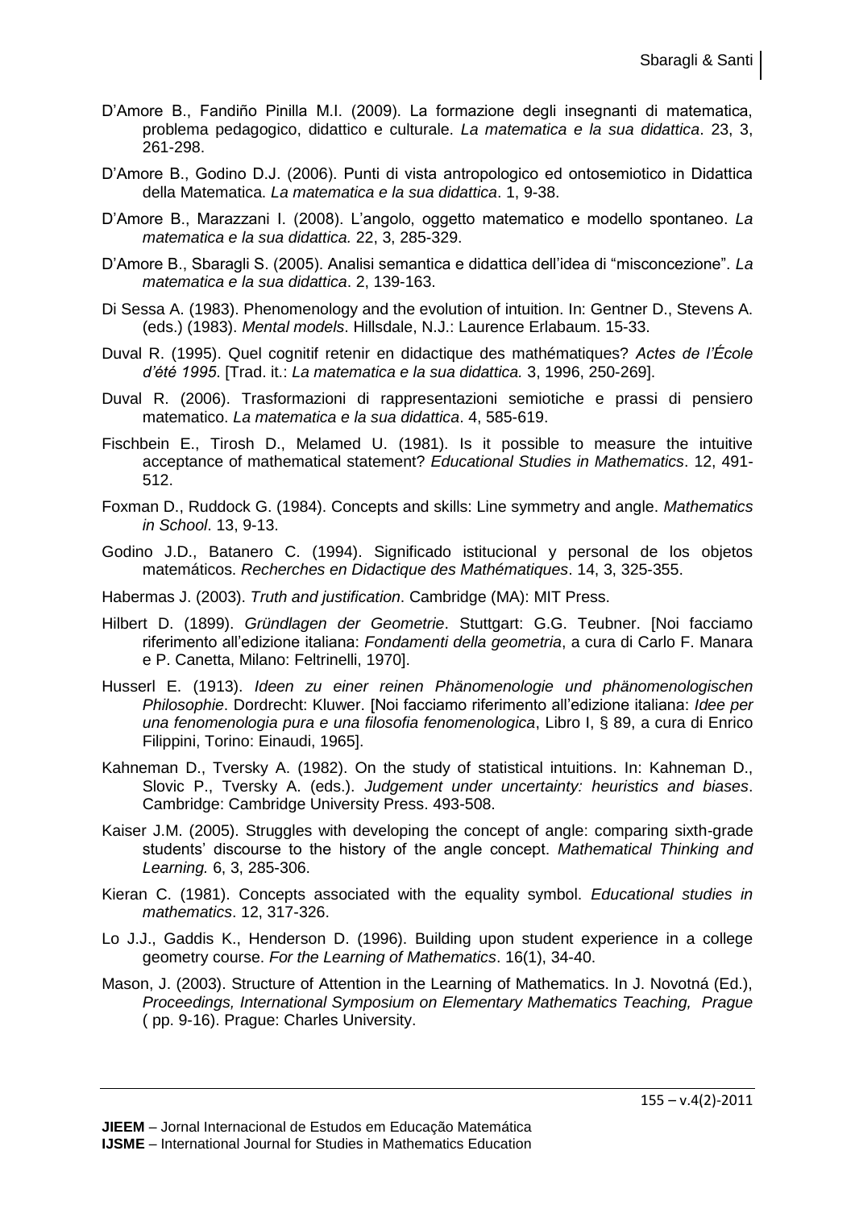D'Amore B., Fandiño Pinilla M.I. (2009). La formazione degli insegnanti di matematica, problema pedagogico, didattico e culturale. *La matematica e la sua didattica*. 23, 3, 261-298.

D'Amore B., Godino D.J. (2006). Punti di vista antropologico ed ontosemiotico in Didattica della Matematica. *La matematica e la sua didattica*. 1, 9-38.

D'Amore B., Marazzani I. (2008). L'angolo, oggetto matematico e modello spontaneo. *La matematica e la sua didattica.* 22, 3, 285-329.

D'Amore B., Sbaragli S. (2005). Analisi semantica e didattica dell'idea di "misconcezione". *La matematica e la sua didattica*. 2, 139-163.

Di Sessa A. (1983). Phenomenology and the evolution of intuition. In: Gentner D., Stevens A. (eds.) (1983). *Mental models*. Hillsdale, N.J.: Laurence Erlabaum. 15-33.

Duval R. (1995). Quel cognitif retenir en didactique des mathématiques? *Actes de l'École d'été 1995*. [Trad. it.: *La matematica e la sua didattica.* 3, 1996, 250-269].

Duval R. (2006). Trasformazioni di rappresentazioni semiotiche e prassi di pensiero matematico. *La matematica e la sua didattica*. 4, 585-619.

Fischbein E., Tirosh D., Melamed U. (1981). Is it possible to measure the intuitive acceptance of mathematical statement? *Educational Studies in Mathematics*. 12, 491-512.

Foxman D., Ruddock G. (1984). Concepts and skills: Line symmetry and angle. *Mathematics in School*. 13, 9-13.

Godino J.D., Batanero C. (1994). Significado istitucional y personal de los objetos matemáticos. *Recherches en Didactique des Mathématiques*. 14, 3, 325-355.

Habermas J. (2003). *Truth and justification*. Cambridge (MA): MIT Press.

Hilbert D. (1899). *Gründlagen der Geometrie*. Stuttgart: G.G. Teubner. [Noi facciamo riferimento all'edizione italiana: *Fondamenti della geometria*, a cura di Carlo F. Manara e P. Canetta, Milano: Feltrinelli, 1970].

Husserl E. (1913). *Ideen zu einer reinen Phänomenologie und phänomenologischen Philosophie*. Dordrecht: Kluwer. [Noi facciamo riferimento all'edizione italiana: *Idee per una fenomenologia pura e una filosofia fenomenologica*, Libro I, § 89, a cura di Enrico Filippini, Torino: Einaudi, 1965].

Kahneman D., Tversky A. (1982). On the study of statistical intuitions. In: Kahneman D., Slovic P., Tversky A. (eds.). *Judgement under uncertainty: heuristics and biases*. Cambridge: Cambridge University Press. 493-508.

Kaiser J.M. (2005). Struggles with developing the concept of angle: comparing sixth-grade students' discourse to the history of the angle concept. *Mathematical Thinking and Learning.* 6, 3, 285-306.

Kieran C. (1981). Concepts associated with the equality symbol. *Educational studies in mathematics*. 12, 317-326.

Lo J.J., Gaddis K., Henderson D. (1996). Building upon student experience in a college geometry course. *For the Learning of Mathematics*. 16(1), 34-40.

Mason, J. (2003). Structure of Attention in the Learning of Mathematics. In J. Novotná (Ed.), *Proceedings, International Symposium on Elementary Mathematics Teaching, Prague* ( pp. 9-16). Prague: Charles University.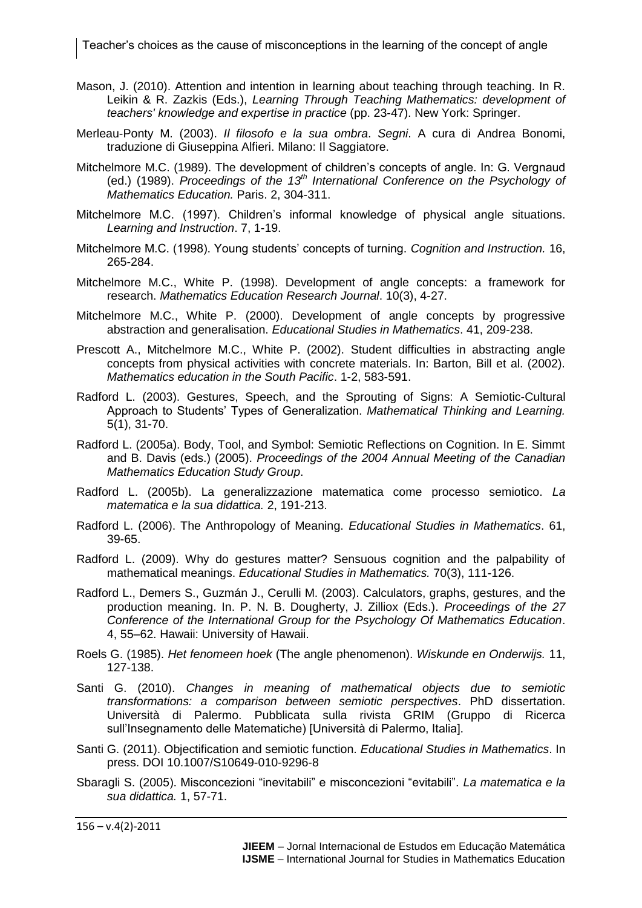Mason, J. (2010). Attention and intention in learning about teaching through teaching. In R. Leikin & R. Zazkis (Eds.), *Learning Through Teaching Mathematics: development of teachers' knowledge and expertise in practice* (pp. 23-47). New York: Springer.

Merleau-Ponty M. (2003). *Il filosofo e la sua ombra*. *Segni*. A cura di Andrea Bonomi, traduzione di Giuseppina Alfieri. Milano: Il Saggiatore.

Mitchelmore M.C. (1989). The development of children's concepts of angle. In: G. Vergnaud (ed.) (1989). *Proceedings of the 13th International Conference on the Psychology of Mathematics Education.* Paris. 2, 304-311.

Mitchelmore M.C. (1997). Children's informal knowledge of physical angle situations. *Learning and Instruction*. 7, 1-19.

Mitchelmore M.C. (1998). Young students' concepts of turning. *Cognition and Instruction.* 16, 265-284.

Mitchelmore M.C., White P. (1998). Development of angle concepts: a framework for research. *Mathematics Education Research Journal*. 10(3), 4-27.

Mitchelmore M.C., White P. (2000). Development of angle concepts by progressive abstraction and generalisation. *Educational Studies in Mathematics*. 41, 209-238.

Prescott A., Mitchelmore M.C., White P. (2002). Student difficulties in abstracting angle concepts from physical activities with concrete materials. In: Barton, Bill et al. (2002). *Mathematics education in the South Pacific*. 1-2, 583-591.

Radford L. (2003). Gestures, Speech, and the Sprouting of Signs: A Semiotic-Cultural Approach to Students' Types of Generalization. *Mathematical Thinking and Learning.* 5(1), 31-70.

Radford L. (2005a). Body, Tool, and Symbol: Semiotic Reflections on Cognition. In E. Simmt and B. Davis (eds.) (2005). *Proceedings of the 2004 Annual Meeting of the Canadian Mathematics Education Study Group*.

Radford L. (2005b). La generalizzazione matematica come processo semiotico. *La matematica e la sua didattica.* 2, 191-213.

Radford L. (2006). The Anthropology of Meaning. *Educational Studies in Mathematics*. 61, 39-65.

Radford L. (2009). Why do gestures matter? Sensuous cognition and the palpability of mathematical meanings. *Educational Studies in Mathematics.* 70(3), 111-126.

Radford L., Demers S., Guzmán J., Cerulli M. (2003). Calculators, graphs, gestures, and the production meaning. In. P. N. B. Dougherty, J. Zilliox (Eds.). *Proceedings of the 27 Conference of the International Group for the Psychology Of Mathematics Education*. 4, 55–62. Hawaii: University of Hawaii.

Roels G. (1985). *Het fenomeen hoek* (The angle phenomenon). *Wiskunde en Onderwijs.* 11, 127-138.

Santi G. (2010). *Changes in meaning of mathematical objects due to semiotic transformations: a comparison between semiotic perspectives*. PhD dissertation. Università di Palermo. Pubblicata sulla rivista GRIM (Gruppo di Ricerca sull'Insegnamento delle Matematiche) [Università di Palermo, Italia].

Santi G. (2011). Objectification and semiotic function. *Educational Studies in Mathematics*. In press. DOI 10.1007/S10649-010-9296-8

Sbaragli S. (2005). Misconcezioni "inevitabili" e misconcezioni "evitabili". *La matematica e la sua didattica.* 1, 57-71.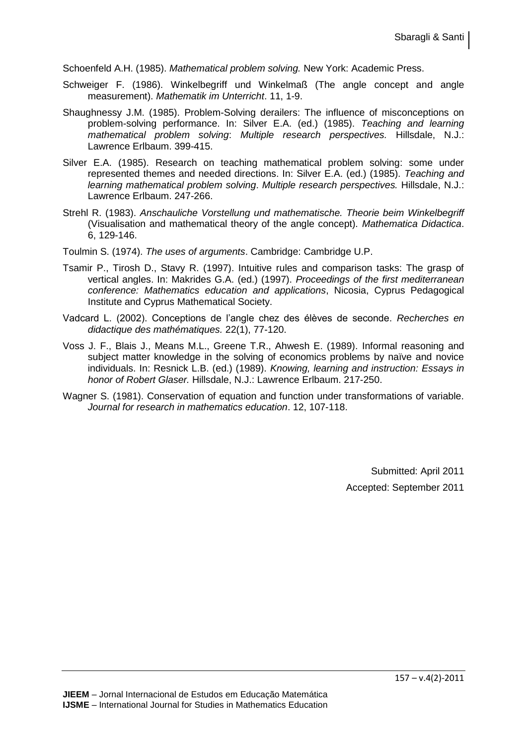Schoenfeld A.H. (1985). *Mathematical problem solving.* New York: Academic Press.

Schweiger F. (1986). Winkelbegriff und Winkelmaß (The angle concept and angle measurement). *Mathematik im Unterricht*. 11, 1-9.

Shaughnessy J.M. (1985). Problem-Solving derailers: The influence of misconceptions on problem-solving performance. In: Silver E.A. (ed.) (1985). *Teaching and learning mathematical problem solving*: *Multiple research perspectives.* Hillsdale, N.J.: Lawrence Erlbaum. 399-415.

Silver E.A. (1985). Research on teaching mathematical problem solving: some under represented themes and needed directions. In: Silver E.A. (ed.) (1985). *Teaching and learning mathematical problem solving*. *Multiple research perspectives.* Hillsdale, N.J.: Lawrence Erlbaum. 247-266.

Strehl R. (1983). *Anschauliche Vorstellung und mathematische. Theorie beim Winkelbegriff* (Visualisation and mathematical theory of the angle concept). *Mathematica Didactica*. 6, 129-146.

Toulmin S. (1974). *The uses of arguments*. Cambridge: Cambridge U.P.

Tsamir P., Tirosh D., Stavy R. (1997). Intuitive rules and comparison tasks: The grasp of vertical angles. In: Makrides G.A. (ed.) (1997). *Proceedings of the first mediterranean conference: Mathematics education and applications*, Nicosia, Cyprus Pedagogical Institute and Cyprus Mathematical Society.

Vadcard L. (2002). Conceptions de l'angle chez des élèves de seconde. *Recherches en didactique des mathématiques.* 22(1), 77-120.

Voss J. F., Blais J., Means M.L., Greene T.R., Ahwesh E. (1989). Informal reasoning and subject matter knowledge in the solving of economics problems by naïve and novice individuals. In: Resnick L.B. (ed.) (1989). *Knowing, learning and instruction: Essays in honor of Robert Glaser.* Hillsdale, N.J.: Lawrence Erlbaum. 217-250.

Wagner S. (1981). Conservation of equation and function under transformations of variable. *Journal for research in mathematics education*. 12, 107-118.

Submitted: April 2011

Accepted: September 2011